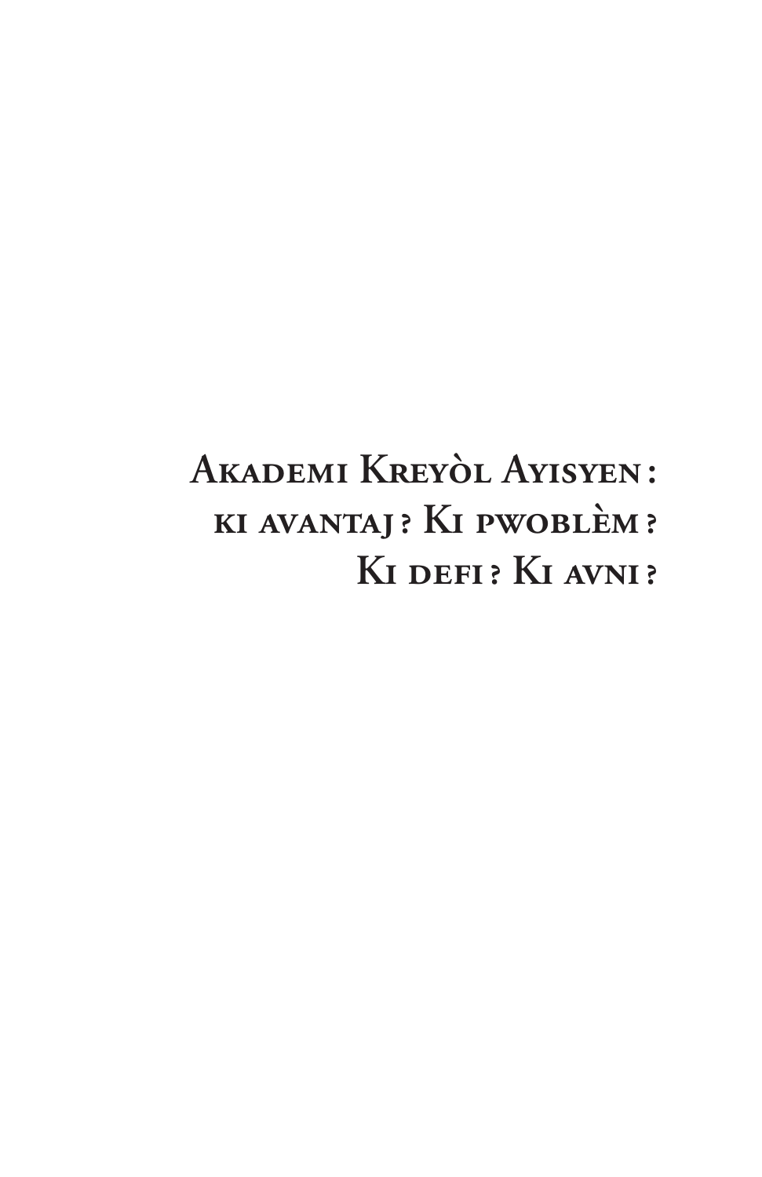# Akademi Kreyòl Ayisyen : ki avantaj ? Ki pwoblèm ? Ki defi ? Ki avni ?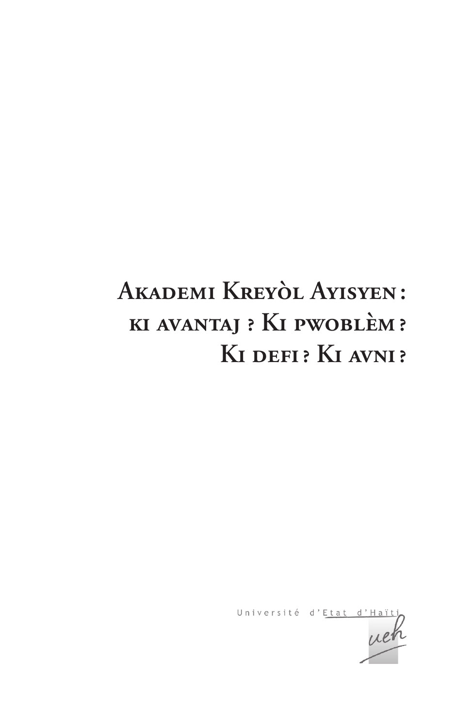# Akademi Kreyòl Ayisyen : ki avantaj ? Ki pwoblèm ? Ki defi ? Ki avni ?

Université d'Etat d'Haïti

ueh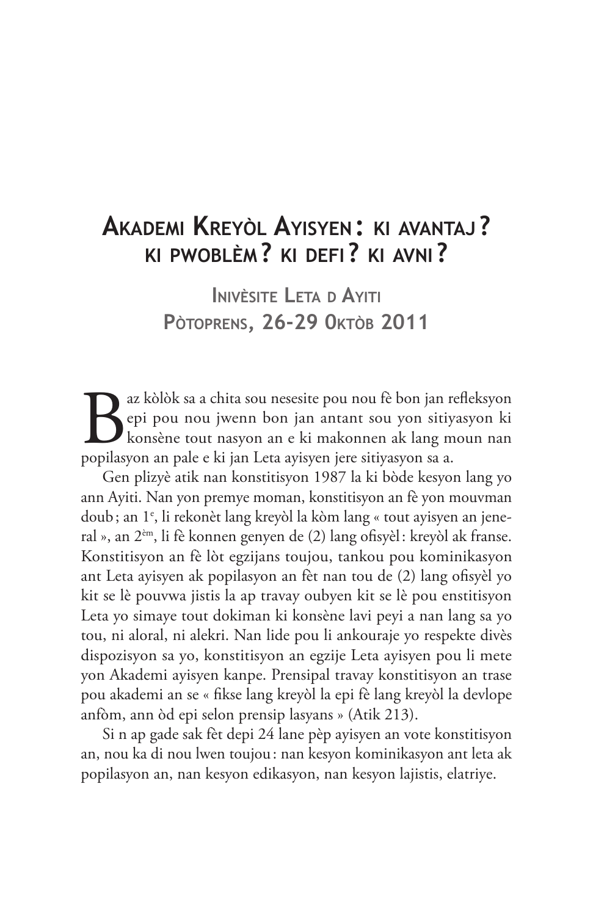# Akademi Kreyòl Ayisyen : ki avantaj ? ki pwoblèm ? ki defi ? ki avni ?

## Inivèsite Leta d Ayiti
## Pòtoprens, 26-29 Oktòb 2011

Baz kòlòk sa a chita sou nesesite pou nou fè bon jan refleksyon epi pou nou jwenn bon jan antant sou yon sitiyasyon ki konsène tout nasyon an e ki makonnen ak lang moun nan popilasyon an pale e ki jan Leta ayisyen jere sitiyasyon sa a.

Gen plizyè atik nan konstitisyon 1987 la ki bòde kesyon lang yo ann Ayiti. Nan yon premye moman, konstitisyon an fè yon mouvman doub ; an 1e, li rekonèt lang kreyòl la kòm lang « tout ayisyen an jeneral », an 2èm, li fè konnen genyen de (2) lang ofisyèl : kreyòl ak franse. Konstitisyon an fè lòt egzijans toujou, tankou pou kominikasyon ant Leta ayisyen ak popilasyon an fèt nan tou de (2) lang ofisyèl yo kit se lè pouvwa jistis la ap travay oubyen kit se lè pou enstitisyon Leta yo simaye tout dokiman ki konsène lavi peyi a nan lang sa yo tou, ni aloral, ni alekri. Nan lide pou li ankouraje yo respekte divès dispozisyon sa yo, konstitisyon an egzije Leta ayisyen pou li mete yon Akademi ayisyen kanpe. Prensipal travay konstitisyon an trase pou akademi an se « fikse lang kreyòl la epi fè lang kreyòl la devlope anfòm, ann òd epi selon prensip lasyans » (Atik 213).

Si n ap gade sak fèt depi 24 lane pèp ayisyen an vote konstitisyon an, nou ka di nou lwen toujou : nan kesyon kominikasyon ant leta ak popilasyon an, nan kesyon edikasyon, nan kesyon lajistis, elatriye.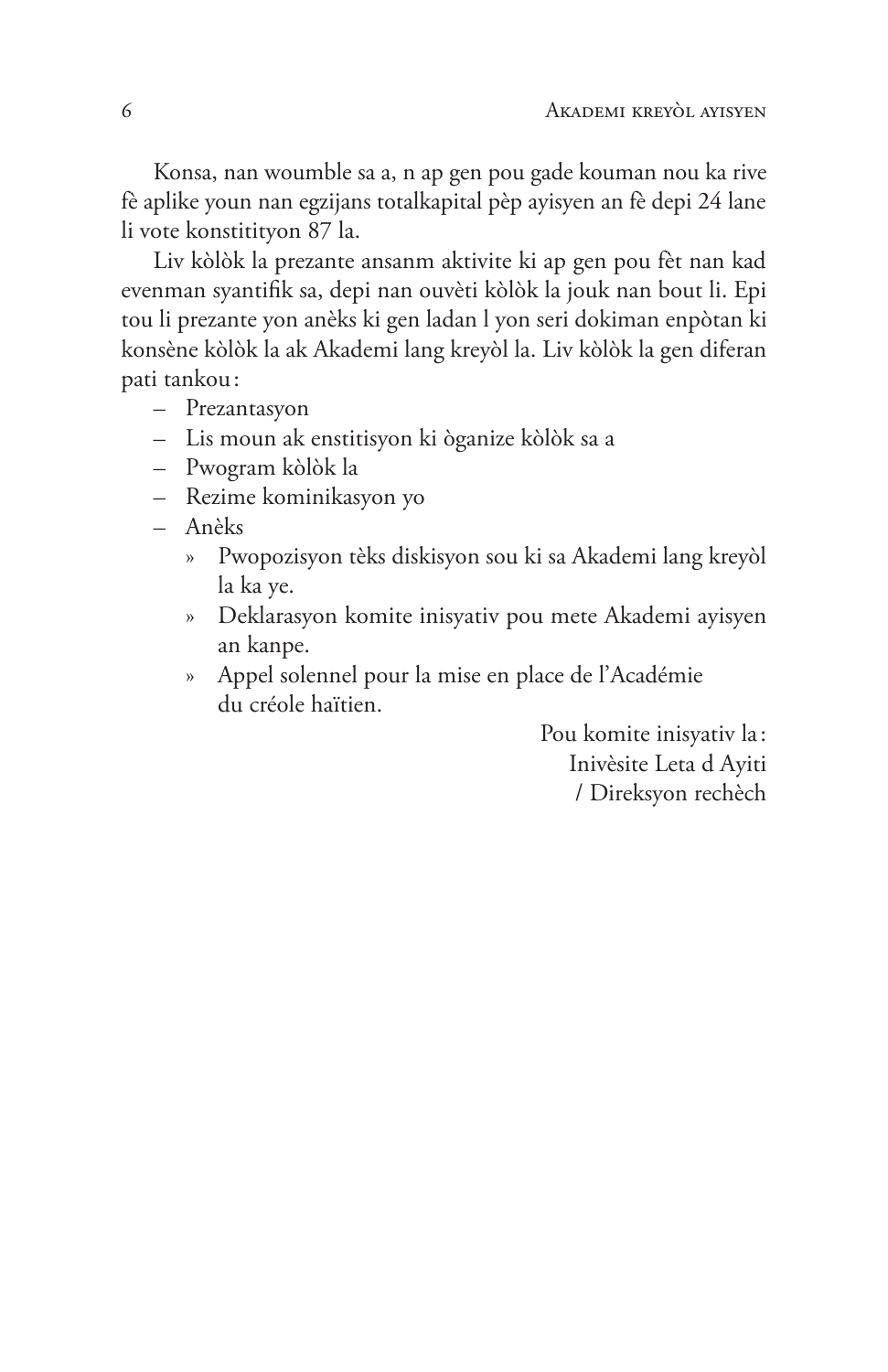Konsa, nan woumble sa a, n ap gen pou gade kouman nou ka rive fè aplike youn nan egzijans totalkapital pèp ayisyen an fè depi 24 lane li vote konstitityon 87 la.

Liv kòlòk la prezante ansanm aktivite ki ap gen pou fèt nan kad evenman syantifik sa, depi nan ouvèti kòlòk la jouk nan bout li. Epi tou li prezante yon anèks ki gen ladan l yon seri dokiman enpòtan ki konsène kòlòk la ak Akademi lang kreyòl la. Liv kòlòk la gen diferan pati tankou :

- Prezantasyon
- Lis moun ak enstitisyon ki òganize kòlòk sa a
- Pwogram kòlòk la
- Rezime kominikasyon yo
- Anèks
  - Pwopozisyon tèks diskisyon sou ki sa Akademi lang kreyòl la ka ye.
  - Deklarasyon komite inisyativ pou mete Akademi ayisyen an kanpe.
  - Appel solennel pour la mise en place de l'Académie du créole haïtien.

Pou komite inisyativ la :
Inivèsite Leta d Ayiti
/ Direksyon rechèch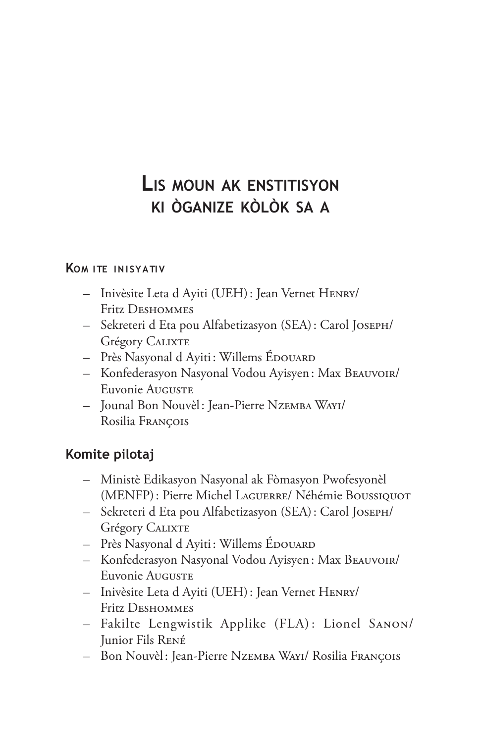# Lis moun ak enstitisyon ki òganize kòlòk sa a

## Komite inisyativ

- Inivèsite Leta d Ayiti (UEH) : Jean Vernet Henry/ Fritz Deshommes
- Sekreteri d Eta pou Alfabetizasyon (SEA) : Carol Joseph/ Grégory Calixte
- Près Nasyonal d Ayiti : Willems Édouard
- Konfederasyon Nasyonal Vodou Ayisyen : Max Beauvoir/ Euvonie Auguste
- Jounal Bon Nouvèl : Jean-Pierre Nzemba Wayi/ Rosilia François

## Komite pilotaj

- Ministè Edikasyon Nasyonal ak Fòmasyon Pwofesyonèl (MENFP) : Pierre Michel Laguerre/ Néhémie Boussiquot
- Sekreteri d Eta pou Alfabetizasyon (SEA) : Carol Joseph/ Grégory Calixte
- Près Nasyonal d Ayiti : Willems Édouard
- Konfederasyon Nasyonal Vodou Ayisyen : Max Beauvoir/ Euvonie Auguste
- Inivèsite Leta d Ayiti (UEH) : Jean Vernet Henry/ Fritz Deshommes
- Fakilte Lengwistik Applike (FLA) : Lionel Sanon/ Junior Fils René
- Bon Nouvèl : Jean-Pierre Nzemba Wayi/ Rosilia François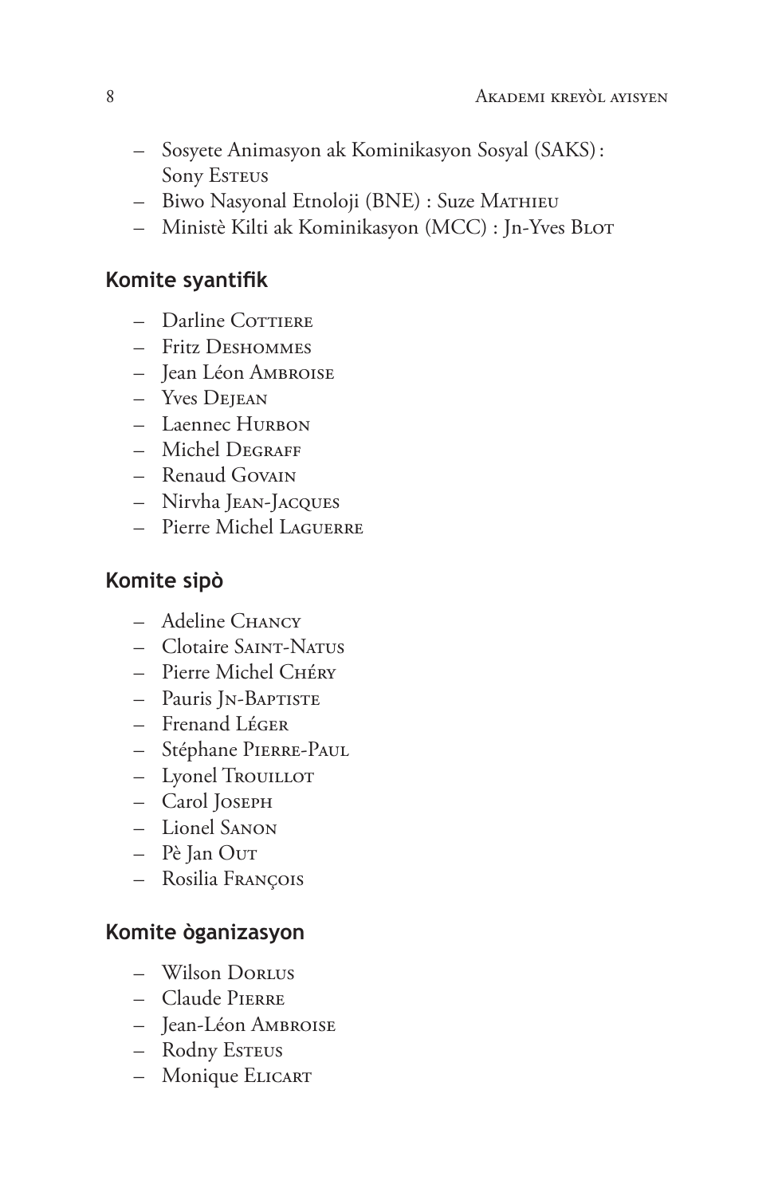- Sosyete Animasyon ak Kominikasyon Sosyal (SAKS) : Sony Esteus
- Biwo Nasyonal Etnoloji (BNE) : Suze Mathieu
- Ministè Kilti ak Kominikasyon (MCC) : Jn-Yves Blot

## Komite syantifik

- Darline Cottiere
- Fritz Deshommes
- Jean Léon Ambroise
- Yves Dejean
- Laennec Hurbon
- Michel Degraff
- Renaud Govain
- Nirvha Jean-Jacques
- Pierre Michel Laguerre

## Komite sipò

- Adeline Chancy
- Clotaire Saint-Natus
- Pierre Michel Chéry
- Pauris Jn-Baptiste
- Frenand Léger
- Stéphane Pierre-Paul
- Lyonel Trouillot
- Carol Joseph
- Lionel Sanon
- Pè Jan Out
- Rosilia François

## Komite òganizasyon

- Wilson Dorlus
- Claude Pierre
- Jean-Léon Ambroise
- Rodny Esteus
- Monique Elicart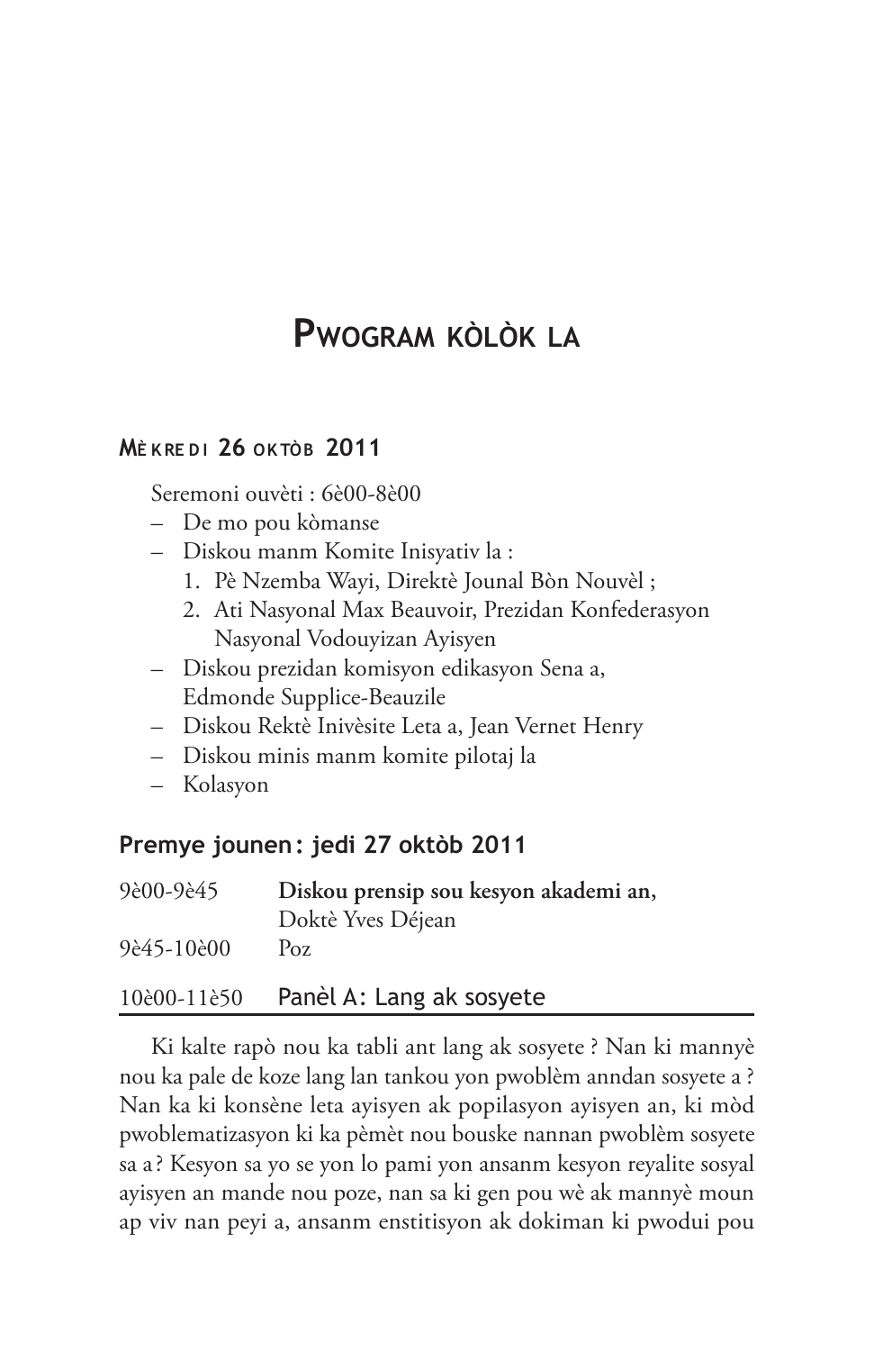# Pwogram kòlòk la

## Mèkredi 26 oktòb 2011

Seremoni ouvèti : 6è00-8è00

- De mo pou kòmanse
- Diskou manm Komite Inisyativ la :
  1. Pè Nzemba Wayi, Direktè Jounal Bòn Nouvèl ;
  2. Ati Nasyonal Max Beauvoir, Prezidan Konfederasyon Nasyonal Vodouyizan Ayisyen
- Diskou prezidan komisyon edikasyon Sena a, Edmonde Supplice-Beauzile
- Diskou Rektè Inivèsite Leta a, Jean Vernet Henry
- Diskou minis manm komite pilotaj la
- Kolasyon

## Premye jounen : jedi 27 oktòb 2011

9è00-9è45 **Diskou prensip sou kesyon akademi an,** Doktè Yves Déjean

9è45-10è00 Poz

### 10è00-11è50 Panèl A: Lang ak sosyete

Ki kalte rapò nou ka tabli ant lang ak sosyete ? Nan ki mannyè nou ka pale de koze lang lan tankou yon pwoblèm anndan sosyete a ? Nan ka ki konsène leta ayisyen ak popilasyon ayisyen an, ki mòd pwoblematizasyon ki ka pèmèt nou bouske nannan pwoblèm sosyete sa a ? Kesyon sa yo se yon lo pami yon ansanm kesyon reyalite sosyal ayisyen an mande nou poze, nan sa ki gen pou wè ak mannyè moun ap viv nan peyi a, ansanm enstitisyon ak dokiman ki pwodui pou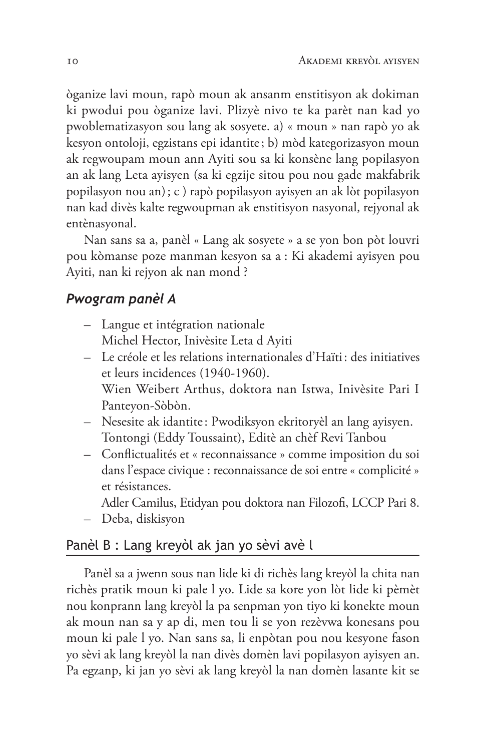òganize lavi moun, rapò moun ak ansanm enstitisyon ak dokiman ki pwodui pou òganize lavi. Plizyè nivo te ka parèt nan kad yo pwoblematizasyon sou lang ak sosyete. a) « moun » nan rapò yo ak kesyon ontoloji, egzistans epi idantite ; b) mòd kategorizasyon moun ak regwoupam moun ann Ayiti sou sa ki konsène lang popilasyon an ak lang Leta ayisyen (sa ki egzije sitou pou nou gade makfabrik popilasyon nou an) ; c ) rapò popilasyon ayisyen an ak lòt popilasyon nan kad divès kalte regwoupman ak enstitisyon nasyonal, rejyonal ak entènasyonal.

Nan sans sa a, panèl « Lang ak sosyete » a se yon bon pòt louvri pou kòmanse poze manman kesyon sa a : Ki akademi ayisyen pou Ayiti, nan ki rejyon ak nan mond ?

### *Pwogram panèl A*

- Langue et intégration nationale
  Michel Hector, Inivèsite Leta d Ayiti
- Le créole et les relations internationales d'Haïti : des initiatives et leurs incidences (1940-1960).
  Wien Weibert Arthus, doktora nan Istwa, Inivèsite Pari I Panteyon-Sòbòn.
- Nesesite ak idantite : Pwodiksyon ekritoryèl an lang ayisyen.
  Tontongi (Eddy Toussaint), Editè an chèf Revi Tanbou
- Conflictualités et « reconnaissance » comme imposition du soi dans l'espace civique : reconnaissance de soi entre « complicité » et résistances.
  Adler Camilus, Etidyan pou doktora nan Filozofi, LCCP Pari 8.
- Deba, diskisyon

## Panèl B : Lang kreyòl ak jan yo sèvi avè l

Panèl sa a jwenn sous nan lide ki di richès lang kreyòl la chita nan richès pratik moun ki pale l yo. Lide sa kore yon lòt lide ki pèmèt nou konprann lang kreyòl la pa senpman yon tiyo ki konekte moun ak moun nan sa y ap di, men tou li se yon rezèvwa konesans pou moun ki pale l yo. Nan sans sa, li enpòtan pou nou kesyone fason yo sèvi ak lang kreyòl la nan divès domèn lavi popilasyon ayisyen an. Pa egzanp, ki jan yo sèvi ak lang kreyòl la nan domèn lasante kit se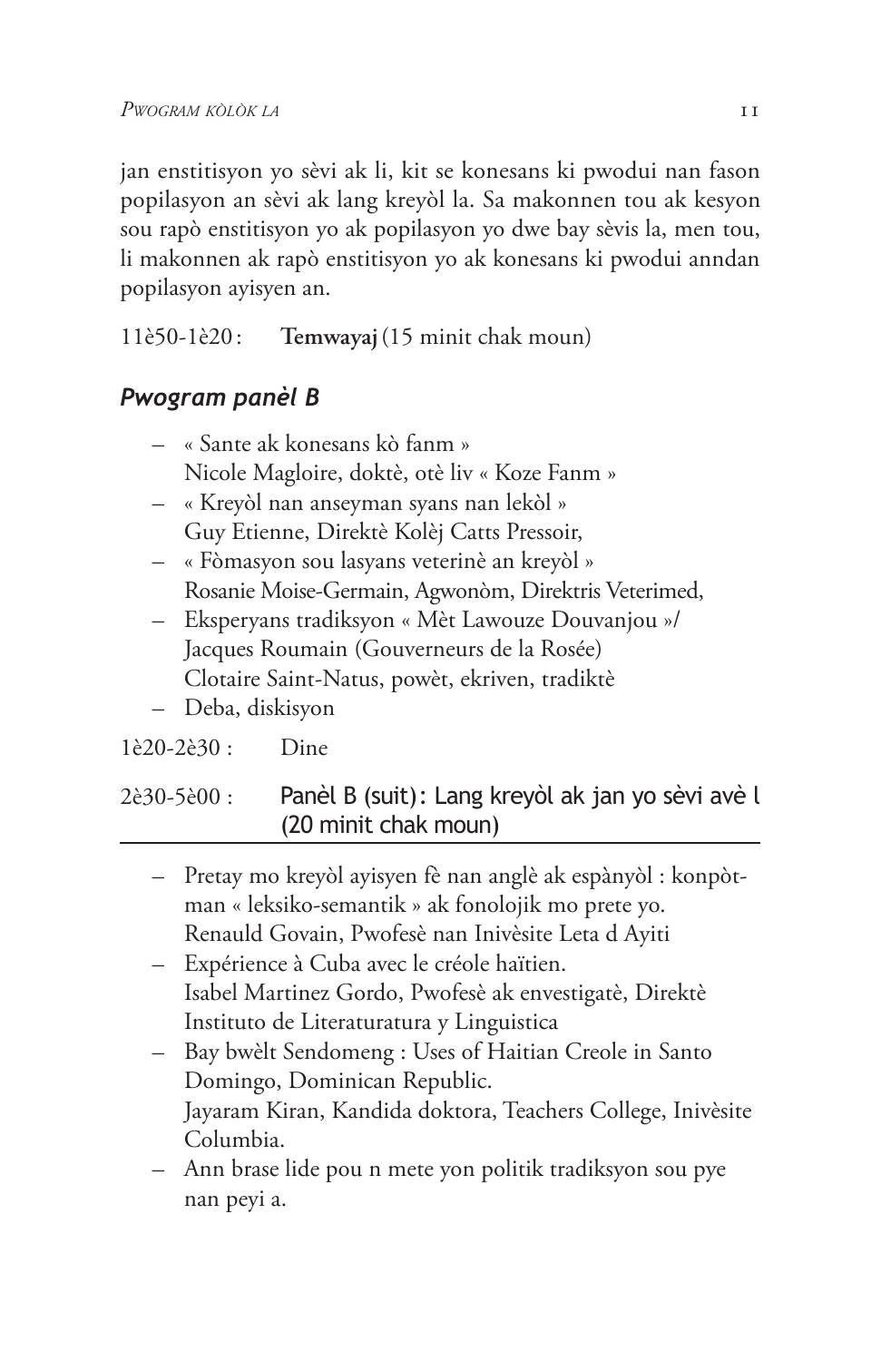jan enstitisyon yo sèvi ak li, kit se konesans ki pwodui nan fason popilasyon an sèvi ak lang kreyòl la. Sa makonnen tou ak kesyon sou rapò enstitisyon yo ak popilasyon yo dwe bay sèvis la, men tou, li makonnen ak rapò enstitisyon yo ak konesans ki pwodui anndan popilasyon ayisyen an.

11è50-1è20 : **Temwayaj** (15 minit chak moun)

### *Pwogram panèl B*

- « Sante ak konesans kò fanm »
  Nicole Magloire, doktè, otè liv « Koze Fanm »
- « Kreyòl nan anseyman syans nan lekòl »
  Guy Etienne, Direktè Kolèj Catts Pressoir,
- « Fòmasyon sou lasyans veterinè an kreyòl »
  Rosanie Moise-Germain, Agwonòm, Direktris Veterimed,
- Eksperyans tradiksyon « Mèt Lawouze Douvanjou »/
  Jacques Roumain (Gouverneurs de la Rosée)
  Clotaire Saint-Natus, powèt, ekriven, tradiktè
- Deba, diskisyon

1è20-2è30 : Dine

2è30-5è00 : Panèl B (suit) : Lang kreyòl ak jan yo sèvi avè l (20 minit chak moun)

- Pretay mo kreyòl ayisyen fè nan anglè ak espànyòl : konpòtman « leksiko-semantik » ak fonolojik mo prete yo.
  Renauld Govain, Pwofesè nan Inivèsite Leta d Ayiti
- Expérience à Cuba avec le créole haïtien.
  Isabel Martinez Gordo, Pwofesè ak envestigatè, Direktè Instituto de Literaturatura y Linguistica
- Bay bwèlt Sendomeng : Uses of Haitian Creole in Santo Domingo, Dominican Republic.
  Jayaram Kiran, Kandida doktora, Teachers College, Inivèsite Columbia.
- Ann brase lide pou n mete yon politik tradiksyon sou pye nan peyi a.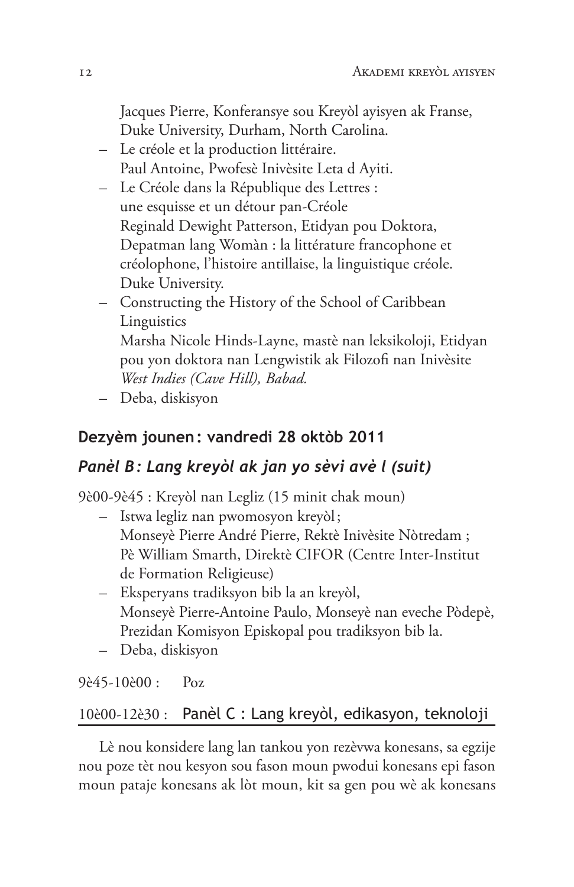Jacques Pierre, Konferansye sou Kreyòl ayisyen ak Franse, Duke University, Durham, North Carolina.

- Le créole et la production littéraire.
  Paul Antoine, Pwofesè Inivèsite Leta d Ayiti.
- Le Créole dans la République des Lettres : une esquisse et un détour pan-Créole
  Reginald Dewight Patterson, Etidyan pou Doktora, Depatman lang Womàn : la littérature francophone et créolophone, l'histoire antillaise, la linguistique créole. Duke University.
- Constructing the History of the School of Caribbean Linguistics
  Marsha Nicole Hinds-Layne, mastè nan leksikoloji, Etidyan pou yon doktora nan Lengwistik ak Filozofi nan Inivèsite *West Indies (Cave Hill), Babad.*
- Deba, diskisyon

## Dezyèm jounen : vandredi 28 oktòb 2011

### *Panèl B : Lang kreyòl ak jan yo sèvi avè l (suit)*

9è00-9è45 : Kreyòl nan Legliz (15 minit chak moun)

- Istwa legliz nan pwomosyon kreyòl ;
  Monseyè Pierre André Pierre, Rektè Inivèsite Nòtredam ;
  Pè William Smarth, Direktè CIFOR (Centre Inter-Institut de Formation Religieuse)
- Eksperyans tradiksyon bib la an kreyòl,
  Monseyè Pierre-Antoine Paulo, Monseyè nan eveche Pòdepè, Prezidan Komisyon Episkopal pou tradiksyon bib la.
- Deba, diskisyon

9è45-10è00 : Poz

10è00-12è30 : Panèl C : Lang kreyòl, edikasyon, teknoloji

Lè nou konsidere lang lan tankou yon rezèvwa konesans, sa egzije nou poze tèt nou kesyon sou fason moun pwodui konesans epi fason moun pataje konesans ak lòt moun, kit sa gen pou wè ak konesans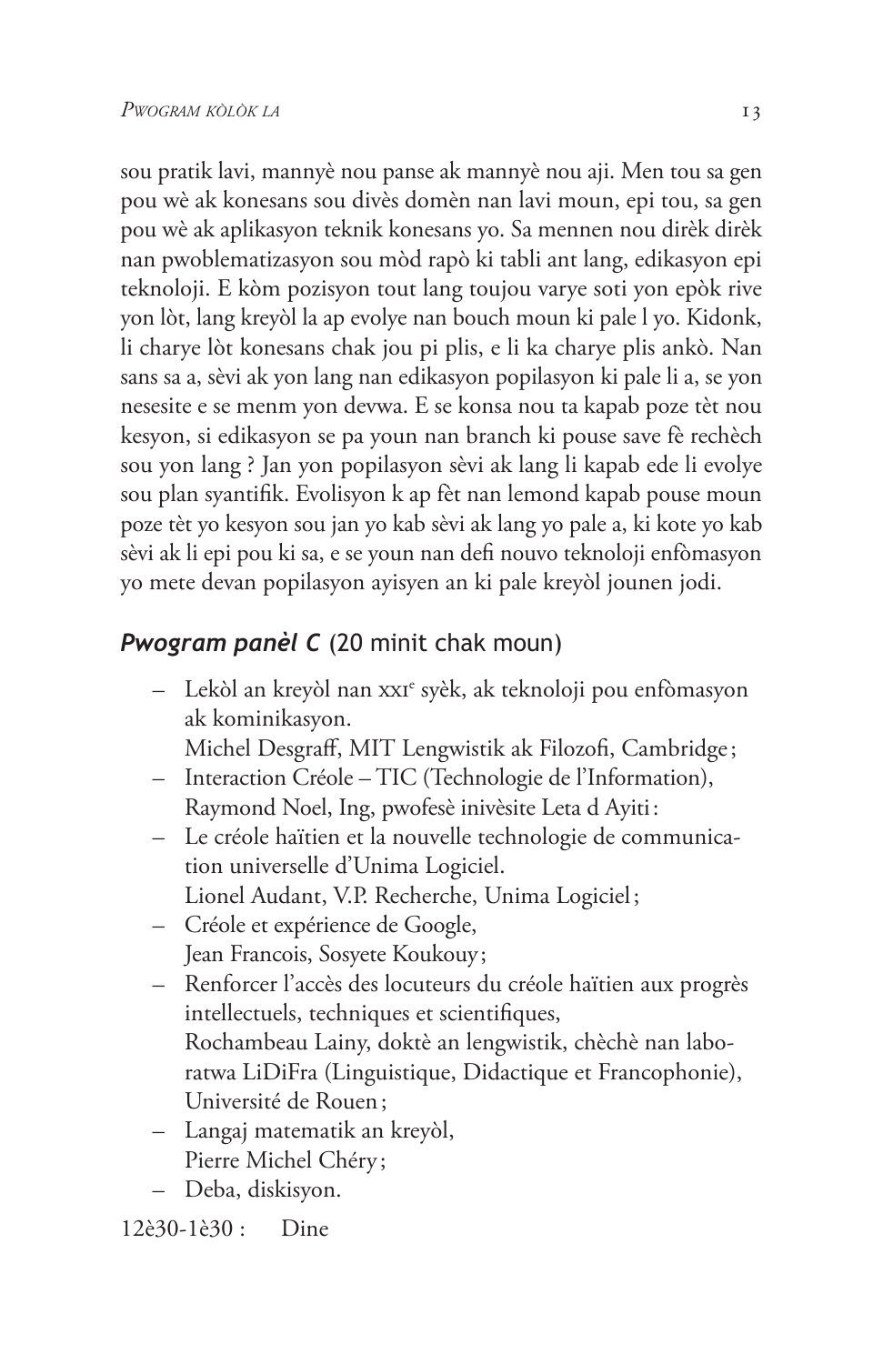sou pratik lavi, mannyè nou panse ak mannyè nou aji. Men tou sa gen pou wè ak konesans sou divès domèn nan lavi moun, epi tou, sa gen pou wè ak aplikasyon teknik konesans yo. Sa mennen nou dirèk dirèk nan pwoblematizasyon sou mòd rapò ki tabli ant lang, edikasyon epi teknoloji. E kòm pozisyon tout lang toujou varye soti yon epòk rive yon lòt, lang kreyòl la ap evolye nan bouch moun ki pale l yo. Kidonk, li charye lòt konesans chak jou pi plis, e li ka charye plis ankò. Nan sans sa a, sèvi ak yon lang nan edikasyon popilasyon ki pale li a, se yon nesesite e se menm yon devwa. E se konsa nou ta kapab poze tèt nou kesyon, si edikasyon se pa youn nan branch ki pouse save fè rechèch sou yon lang ? Jan yon popilasyon sèvi ak lang li kapab ede li evolye sou plan syantifik. Evolisyon k ap fèt nan lemond kapab pouse moun poze tèt yo kesyon sou jan yo kab sèvi ak lang yo pale a, ki kote yo kab sèvi ak li epi pou ki sa, e se youn nan defi nouvo teknoloji enfòmasyon yo mete devan popilasyon ayisyen an ki pale kreyòl jounen jodi.

## *Pwogram panèl C* (20 minit chak moun)

- Lekòl an kreyòl nan XXI[e] syèk, ak teknoloji pou enfòmasyon ak kominikasyon.
  Michel Desgraff, MIT Lengwistik ak Filozofi, Cambridge ;
- Interaction Créole – TIC (Technologie de l'Information), Raymond Noel, Ing, pwofesè inivèsite Leta d Ayiti :
- Le créole haïtien et la nouvelle technologie de communication universelle d'Unima Logiciel.
  Lionel Audant, V.P. Recherche, Unima Logiciel ;
- Créole et expérience de Google,
  Jean Francois, Sosyete Koukouy ;
- Renforcer l'accès des locuteurs du créole haïtien aux progrès intellectuels, techniques et scientifiques,
  Rochambeau Lainy, doktè an lengwistik, chèchè nan laboratwa LiDiFra (Linguistique, Didactique et Francophonie), Université de Rouen ;
- Langaj matematik an kreyòl,
  Pierre Michel Chéry ;
- Deba, diskisyon.

12è30-1è30 : Dine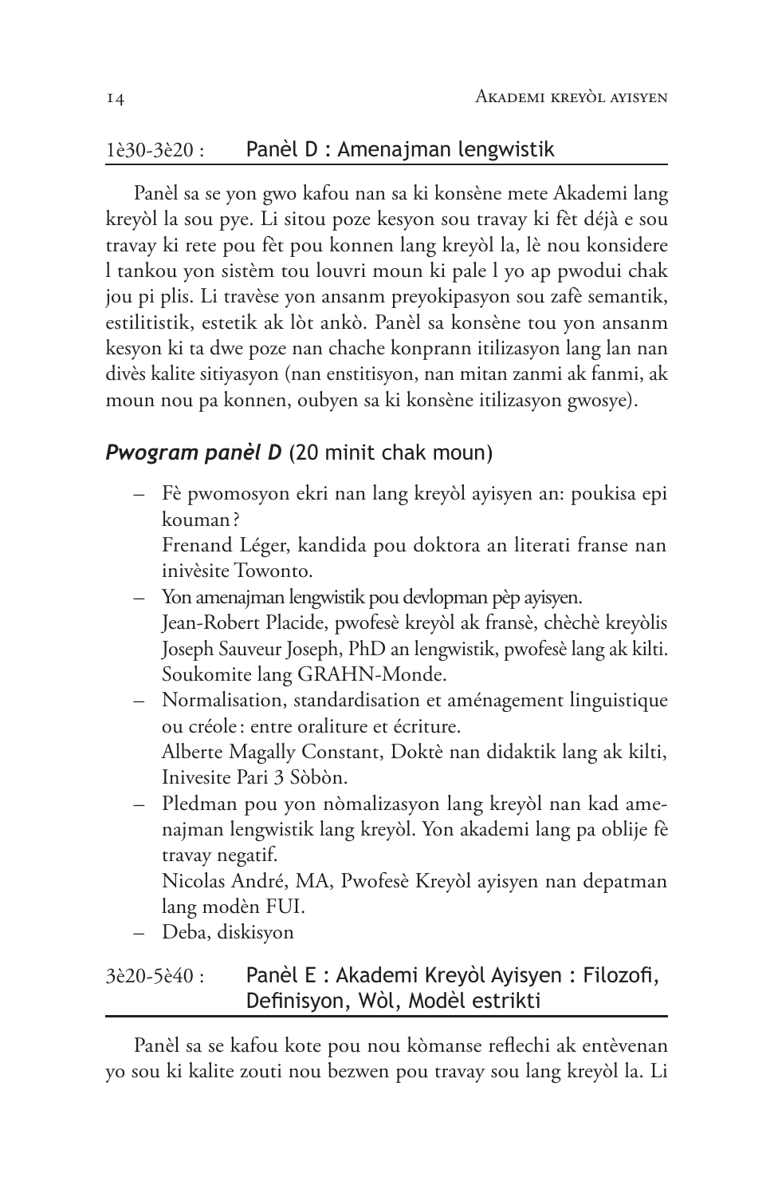## 1è30-3è20 : Panèl D : Amenajman lengwistik

Panèl sa se yon gwo kafou nan sa ki konsène mete Akademi lang kreyòl la sou pye. Li sitou poze kesyon sou travay ki fèt déjà e sou travay ki rete pou fèt pou konnen lang kreyòl la, lè nou konsidere l tankou yon sistèm tou louvri moun ki pale l yo ap pwodui chak jou pi plis. Li travèse yon ansanm preyokipasyon sou zafè semantik, estilitistik, estetik ak lòt ankò. Panèl sa konsène tou yon ansanm kesyon ki ta dwe poze nan chache konprann itilizasyon lang lan nan divès kalite sitiyasyon (nan enstitisyon, nan mitan zanmi ak fanmi, ak moun nou pa konnen, oubyen sa ki konsène itilizasyon gwosye).

### *Pwogram panèl D* (20 minit chak moun)

- Fè pwomosyon ekri nan lang kreyòl ayisyen an: poukisa epi kouman ?
  Frenand Léger, kandida pou doktora an literati franse nan inivèsite Towonto.
- Yon amenajman lengwistik pou devlopman pèp ayisyen.
  Jean-Robert Placide, pwofesè kreyòl ak fransè, chèchè kreyòlis
  Joseph Sauveur Joseph, PhD an lengwistik, pwofesè lang ak kilti. Soukomite lang GRAHN-Monde.
- Normalisation, standardisation et aménagement linguistique ou créole : entre oraliture et écriture.
  Alberte Magally Constant, Doktè nan didaktik lang ak kilti, Inivesite Pari 3 Sòbòn.
- Pledman pou yon nòmalizasyon lang kreyòl nan kad amenajman lengwistik lang kreyòl. Yon akademi lang pa oblije fè travay negatif.
  Nicolas André, MA, Pwofesè Kreyòl ayisyen nan depatman lang modèn FUI.
- Deba, diskisyon

## 3è20-5è40 : Panèl E : Akademi Kreyòl Ayisyen : Filozofi, Definisyon, Wòl, Modèl estrikti

Panèl sa se kafou kote pou nou kòmanse reflechi ak entèvenan yo sou ki kalite zouti nou bezwen pou travay sou lang kreyòl la. Li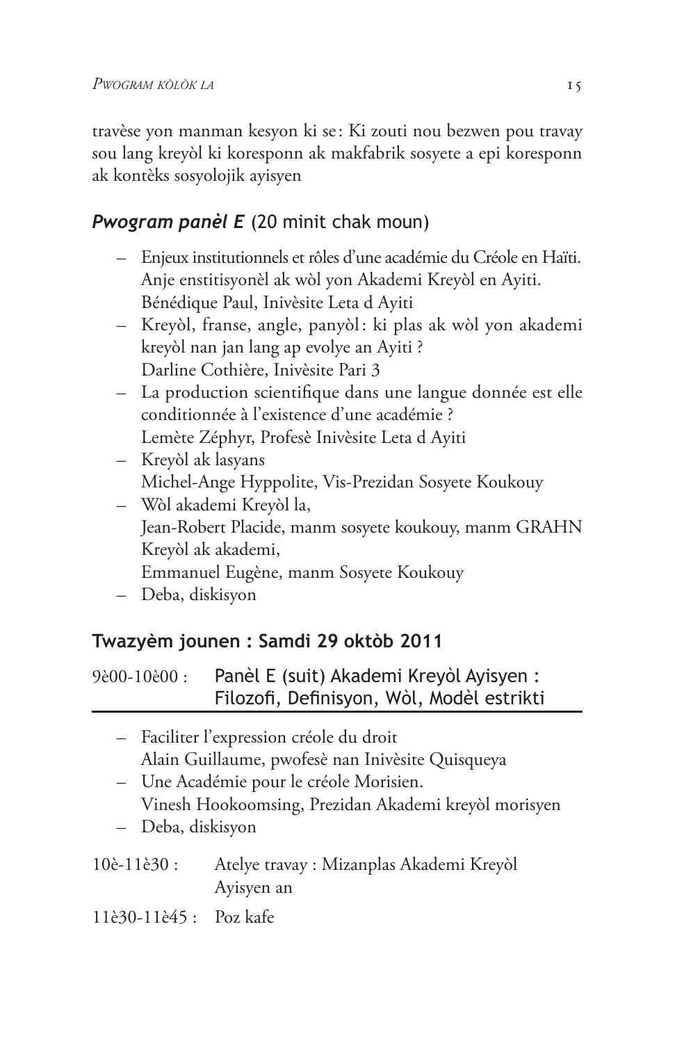travèse yon manman kesyon ki se : Ki zouti nou bezwen pou travay sou lang kreyòl ki koresponn ak makfabrik sosyete a epi koresponn ak kontèks sosyolojik ayisyen

### *Pwogram panèl E* (20 minit chak moun)

- Enjeux institutionnels et rôles d'une académie du Créole en Haïti. Anje enstitisyonèl ak wòl yon Akademi Kreyòl en Ayiti. Bénédique Paul, Inivèsite Leta d Ayiti
- Kreyòl, franse, angle, panyòl : ki plas ak wòl yon akademi kreyòl nan jan lang ap evolye an Ayiti ? Darline Cothière, Inivèsite Pari 3
- La production scientifique dans une langue donnée est elle conditionnée à l'existence d'une académie ? Lemète Zéphyr, Profesè Inivèsite Leta d Ayiti
- Kreyòl ak lasyans Michel-Ange Hyppolite, Vis-Prezidan Sosyete Koukouy
- Wòl akademi Kreyòl la, Jean-Robert Placide, manm sosyete koukouy, manm GRAHN Kreyòl ak akademi, Emmanuel Eugène, manm Sosyete Koukouy
- Deba, diskisyon

### Twazyèm jounen : Samdi 29 oktòb 2011

9è00-10è00 : Panèl E (suit) Akademi Kreyòl Ayisyen : Filozofi, Definisyon, Wòl, Modèl estrikti

- Faciliter l'expression créole du droit Alain Guillaume, pwofesè nan Inivèsite Quisqueya
- Une Académie pour le créole Morisien. Vinesh Hookoomsing, Prezidan Akademi kreyòl morisyen
- Deba, diskisyon

10è-11è30 : Atelye travay : Mizanplas Akademi Kreyòl Ayisyen an

11è30-11è45 : Poz kafe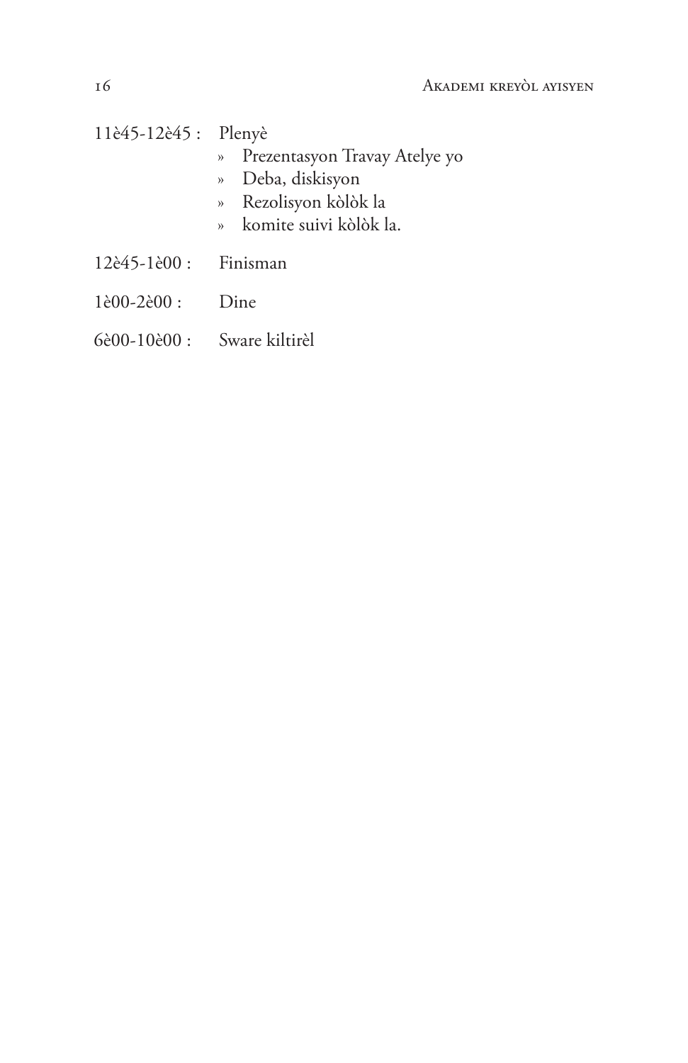11è45-12è45 : Plenyè

- Prezentasyon Travay Atelye yo
- Deba, diskisyon
- Rezolisyon kòlòk la
- komite suivi kòlòk la.

12è45-1è00 : Finisman

1è00-2è00 : Dine

6è00-10è00 : Sware kiltirèl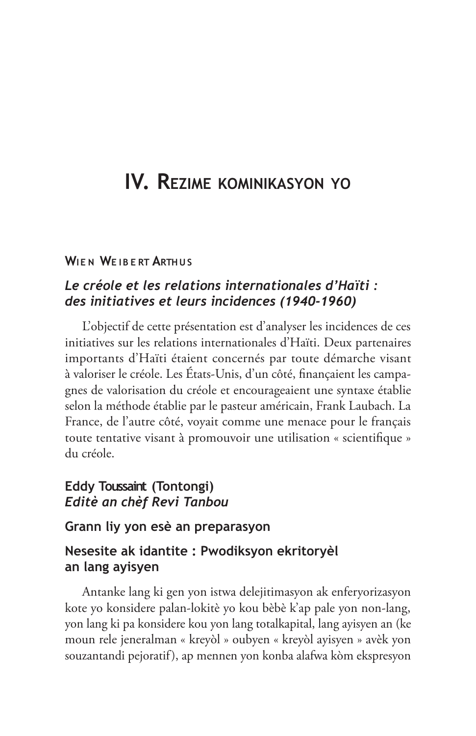# IV. Rezime kominikasyon yo

### Wien Weibert Arthus

#### *Le créole et les relations internationales d'Haïti : des initiatives et leurs incidences (1940-1960)*

L'objectif de cette présentation est d'analyser les incidences de ces initiatives sur les relations internationales d'Haïti. Deux partenaires importants d'Haïti étaient concernés par toute démarche visant à valoriser le créole. Les États-Unis, d'un côté, finançaient les campagnes de valorisation du créole et encourageaient une syntaxe établie selon la méthode établie par le pasteur américain, Frank Laubach. La France, de l'autre côté, voyait comme une menace pour le français toute tentative visant à promouvoir une utilisation « scientifique » du créole.

### Eddy Toussaint (Tontongi)
*Editè an chèf Revi Tanbou*

#### Grann liy yon esè an preparasyon

#### Nesesite ak idantite : Pwodiksyon ekritoryèl an lang ayisyen

Antanke lang ki gen yon istwa delejitimasyon ak enferyorizasyon kote yo konsidere palan-lokitè yo kou bèbè k'ap pale yon non-lang, yon lang ki pa konsidere kou yon lang totalkapital, lang ayisyen an (ke moun rele jeneralman « kreyòl » oubyen « kreyòl ayisyen » avèk yon souzantandi pejoratif), ap mennen yon konba alafwa kòm ekspresyon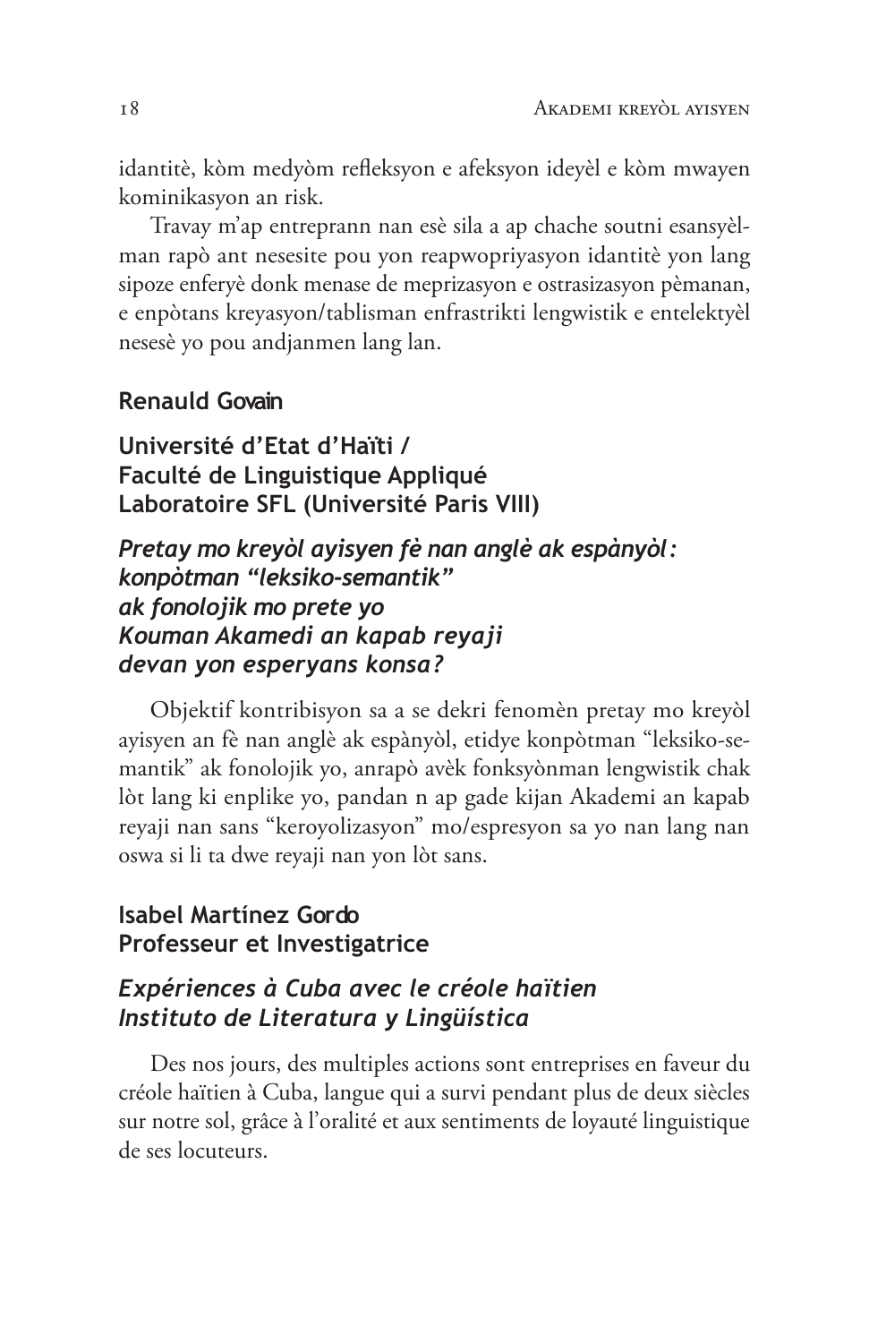idantitè, kòm medyòm refleksyon e afeksyon ideyèl e kòm mwayen kominikasyon an risk.

Travay m'ap entreprann nan esè sila a ap chache soutni esansyèlman rapò ant nesesite pou yon reapwopriyasyon idantitè yon lang sipoze enferyè donk menase de meprizasyon e ostrasizasyon pèmanan, e enpòtans kreyasyon/tablisman enfrastrikti lengwistik e entelektyèl nesesè yo pou andjanmen lang lan.

**Renauld Govain**

**Université d'Etat d'Haïti /**
**Faculté de Linguistique Appliqué**
**Laboratoire SFL (Université Paris VIII)**

***Pretay mo kreyòl ayisyen fè nan anglè ak espànyòl: konpòtman "leksiko-semantik" ak fonolojik mo prete yo Kouman Akamedi an kapab reyaji devan yon esperyans konsa?***

Objektif kontribisyon sa a se dekri fenomèn pretay mo kreyòl ayisyen an fè nan anglè ak espànyòl, etidye konpòtman "leksiko-semantik" ak fonolojik yo, anrapò avèk fonksyònman lengwistik chak lòt lang ki enplike yo, pandan n ap gade kijan Akademi an kapab reyaji nan sans "keroyolizasyon" mo/espresyon sa yo nan lang nan oswa si li ta dwe reyaji nan yon lòt sans.

**Isabel Martínez Gordo**
**Professeur et Investigatrice**

***Expériences à Cuba avec le créole haïtien Instituto de Literatura y Lingüística***

Des nos jours, des multiples actions sont entreprises en faveur du créole haïtien à Cuba, langue qui a survi pendant plus de deux siècles sur notre sol, grâce à l'oralité et aux sentiments de loyauté linguistique de ses locuteurs.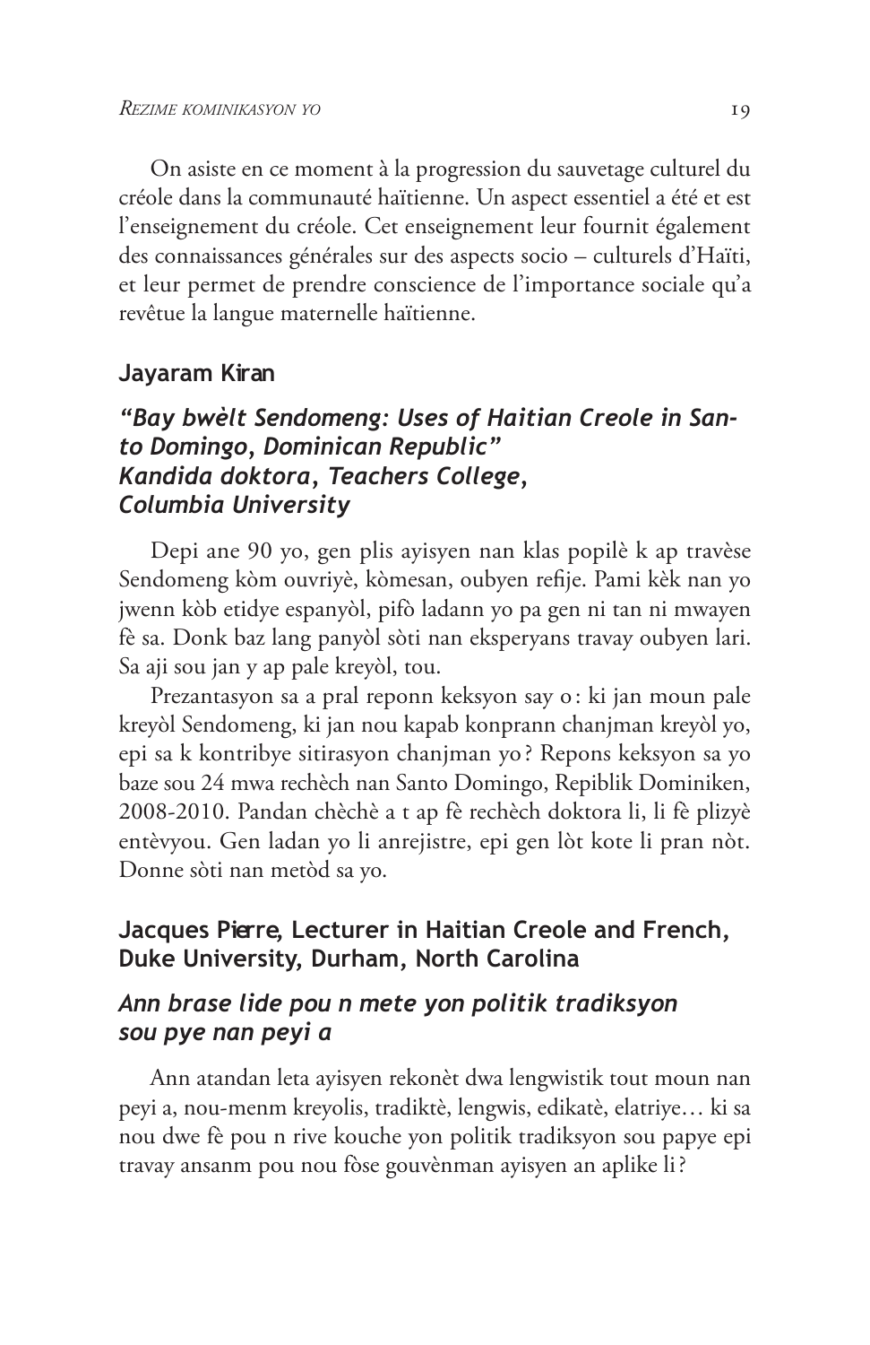On asiste en ce moment à la progression du sauvetage culturel du créole dans la communauté haïtienne. Un aspect essentiel a été et est l'enseignement du créole. Cet enseignement leur fournit également des connaissances générales sur des aspects socio – culturels d'Haïti, et leur permet de prendre conscience de l'importance sociale qu'a revêtue la langue maternelle haïtienne.

### Jayaram Kiran

### *"Bay bwèlt Sendomeng: Uses of Haitian Creole in Santo Domingo, Dominican Republic" Kandida doktora, Teachers College, Columbia University*

Depi ane 90 yo, gen plis ayisyen nan klas popilè k ap travèse Sendomeng kòm ouvriyè, kòmesan, oubyen refije. Pami kèk nan yo jwenn kòb etidye espanyòl, pifò ladann yo pa gen ni tan ni mwayen fè sa. Donk baz lang panyòl sòti nan eksperyans travay oubyen lari. Sa aji sou jan y ap pale kreyòl, tou.

Prezantasyon sa a pral reponn keksyon say o : ki jan moun pale kreyòl Sendomeng, ki jan nou kapab konprann chanjman kreyòl yo, epi sa k kontribye sitirasyon chanjman yo ? Repons keksyon sa yo baze sou 24 mwa rechèch nan Santo Domingo, Repiblik Dominiken, 2008-2010. Pandan chèchè a t ap fè rechèch doktora li, li fè plizyè entèvyou. Gen ladan yo li anrejistre, epi gen lòt kote li pran nòt. Donne sòti nan metòd sa yo.

### Jacques Pierre, Lecturer in Haitian Creole and French, Duke University, Durham, North Carolina

### *Ann brase lide pou n mete yon politik tradiksyon sou pye nan peyi a*

Ann atandan leta ayisyen rekonèt dwa lengwistik tout moun nan peyi a, nou-menm kreyolis, tradiktè, lengwis, edikatè, elatriye… ki sa nou dwe fè pou n rive kouche yon politik tradiksyon sou papye epi travay ansanm pou nou fòse gouvènman ayisyen an aplike li ?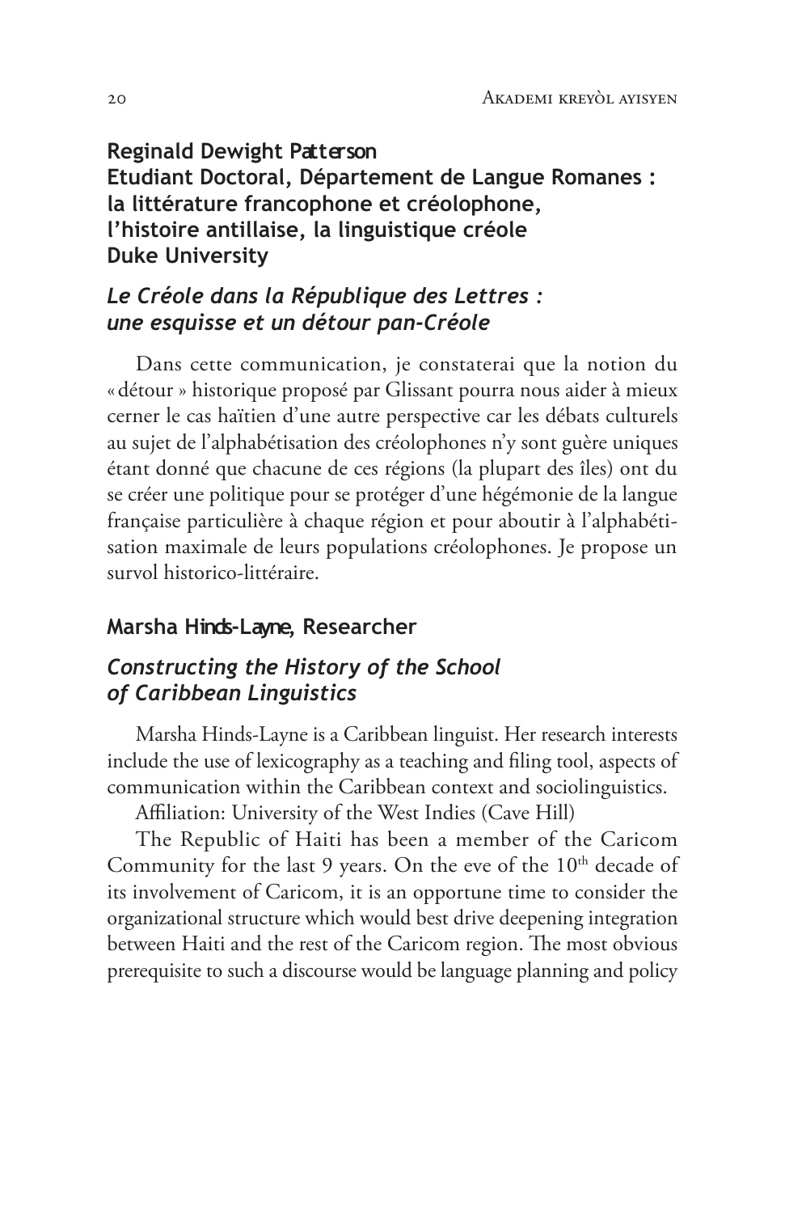**Reginald Dewight Patterson**
**Etudiant Doctoral, Département de Langue Romanes : la littérature francophone et créolophone, l'histoire antillaise, la linguistique créole**
**Duke University**

### *Le Créole dans la République des Lettres : une esquisse et un détour pan-Créole*

Dans cette communication, je constaterai que la notion du « détour » historique proposé par Glissant pourra nous aider à mieux cerner le cas haïtien d'une autre perspective car les débats culturels au sujet de l'alphabétisation des créolophones n'y sont guère uniques étant donné que chacune de ces régions (la plupart des îles) ont du se créer une politique pour se protéger d'une hégémonie de la langue française particulière à chaque région et pour aboutir à l'alphabétisation maximale de leurs populations créolophones. Je propose un survol historico-littéraire.

**Marsha Hinds-Layne, Researcher**

### *Constructing the History of the School of Caribbean Linguistics*

Marsha Hinds-Layne is a Caribbean linguist. Her research interests include the use of lexicography as a teaching and filing tool, aspects of communication within the Caribbean context and sociolinguistics.

Affiliation: University of the West Indies (Cave Hill)

The Republic of Haiti has been a member of the Caricom Community for the last 9 years. On the eve of the 10th decade of its involvement of Caricom, it is an opportune time to consider the organizational structure which would best drive deepening integration between Haiti and the rest of the Caricom region. The most obvious prerequisite to such a discourse would be language planning and policy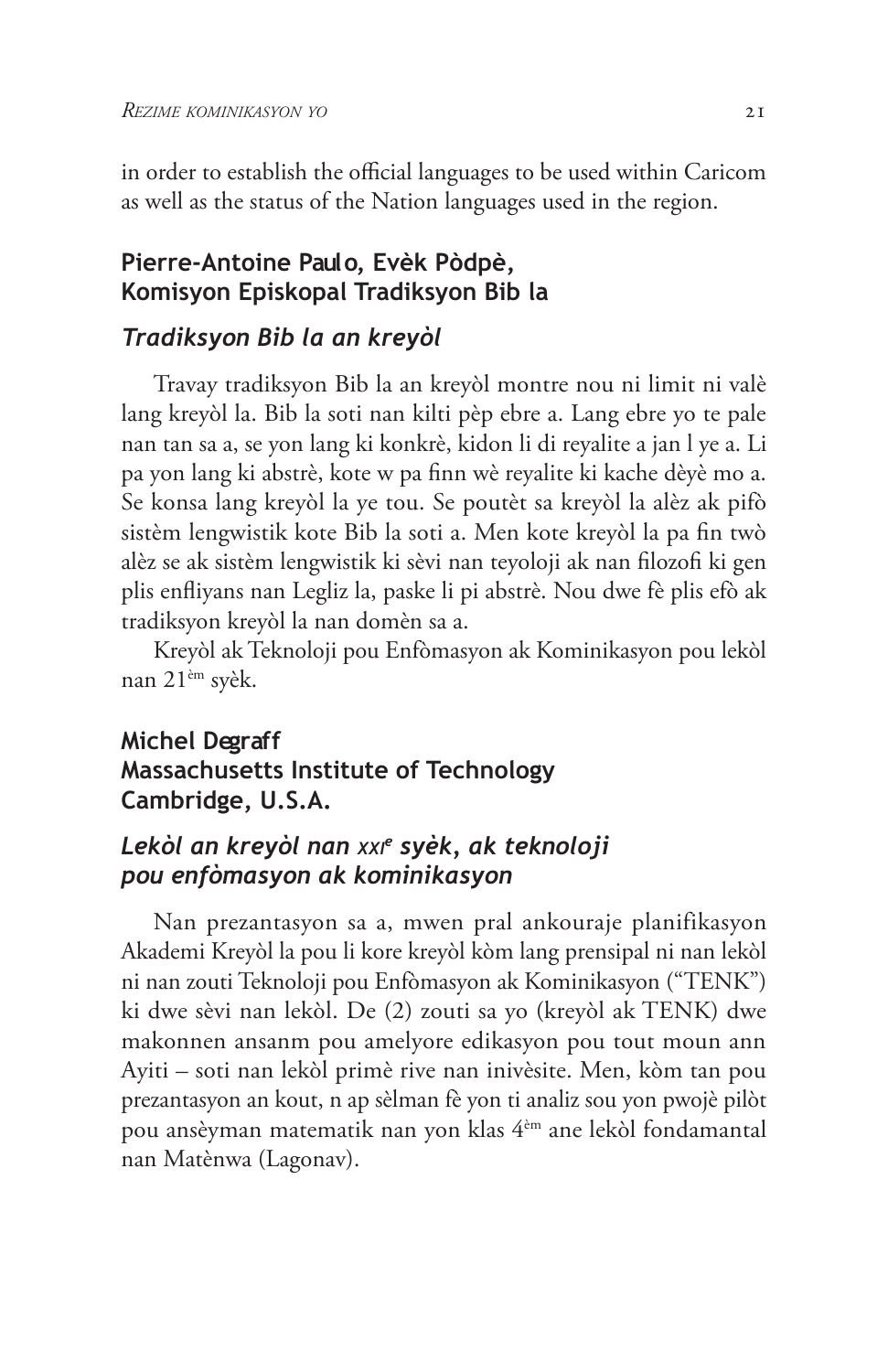in order to establish the official languages to be used within Caricom as well as the status of the Nation languages used in the region.

## Pierre-Antoine Paulo, Evèk Pòdpè, Komisyon Episkopal Tradiksyon Bib la

### *Tradiksyon Bib la an kreyòl*

Travay tradiksyon Bib la an kreyòl montre nou ni limit ni valè lang kreyòl la. Bib la soti nan kilti pèp ebre a. Lang ebre yo te pale nan tan sa a, se yon lang ki konkrè, kidon li di reyalite a jan l ye a. Li pa yon lang ki abstrè, kote w pa finn wè reyalite ki kache dèyè mo a. Se konsa lang kreyòl la ye tou. Se poutèt sa kreyòl la alèz ak pifò sistèm lengwistik kote Bib la soti a. Men kote kreyòl la pa fin twò alèz se ak sistèm lengwistik ki sèvi nan teyoloji ak nan filozofi ki gen plis enfliyans nan Legliz la, paske li pi abstrè. Nou dwe fè plis efò ak tradiksyon kreyòl la nan domèn sa a.

Kreyòl ak Teknoloji pou Enfòmasyon ak Kominikasyon pou lekòl nan 21[èm] syèk.

## Michel Degraff
## Massachusetts Institute of Technology
## Cambridge, U.S.A.

### *Lekòl an kreyòl nan XXI[e] syèk, ak teknoloji pou enfòmasyon ak kominikasyon*

Nan prezantasyon sa a, mwen pral ankouraje planifikasyon Akademi Kreyòl la pou li kore kreyòl kòm lang prensipal ni nan lekòl ni nan zouti Teknoloji pou Enfòmasyon ak Kominikasyon (“TENK”) ki dwe sèvi nan lekòl. De (2) zouti sa yo (kreyòl ak TENK) dwe makonnen ansanm pou amelyore edikasyon pou tout moun ann Ayiti – soti nan lekòl primè rive nan inivèsite. Men, kòm tan pou prezantasyon an kout, n ap sèlman fè yon ti analiz sou yon pwojè pilòt pou ansèyman matematik nan yon klas 4[èm] ane lekòl fondamantal nan Matènwa (Lagonav).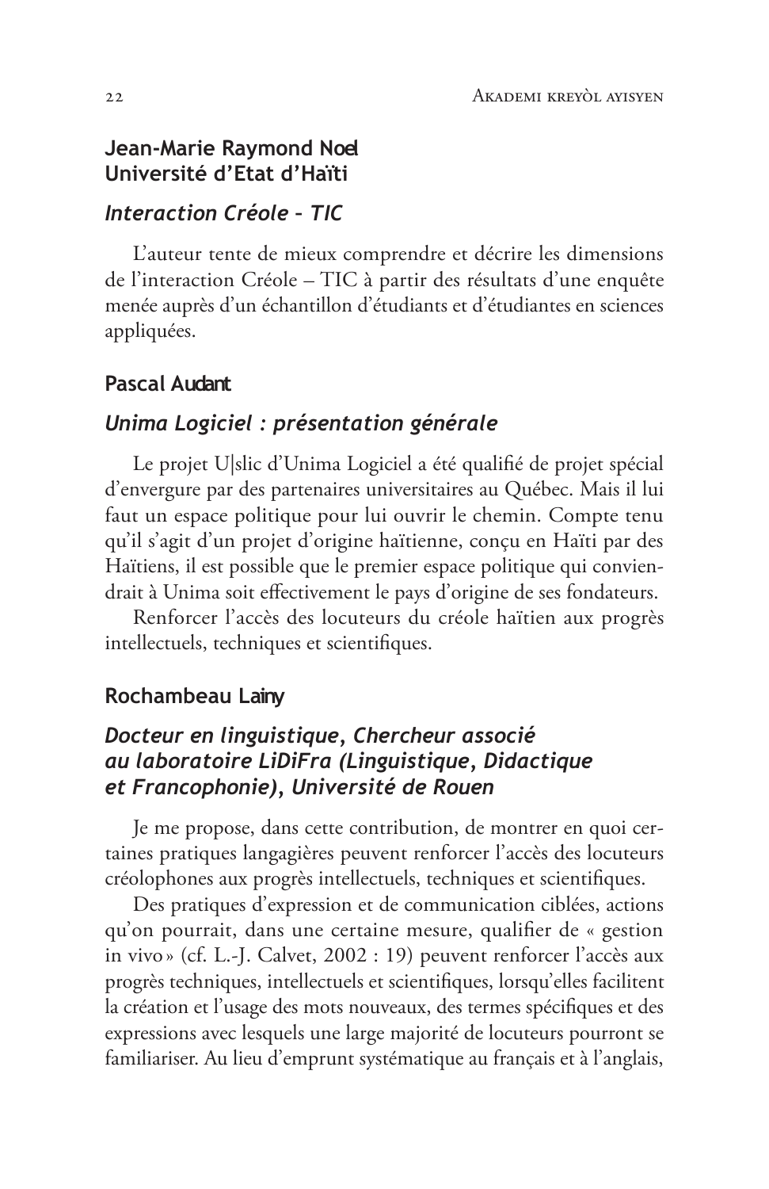**Jean-Marie Raymond Noel**
**Université d'Etat d'Haïti**

### *Interaction Créole – TIC*

L'auteur tente de mieux comprendre et décrire les dimensions de l'interaction Créole – TIC à partir des résultats d'une enquête menée auprès d'un échantillon d'étudiants et d'étudiantes en sciences appliquées.

**Pascal Audant**

### *Unima Logiciel : présentation générale*

Le projet U|slic d'Unima Logiciel a été qualifié de projet spécial d'envergure par des partenaires universitaires au Québec. Mais il lui faut un espace politique pour lui ouvrir le chemin. Compte tenu qu'il s'agit d'un projet d'origine haïtienne, conçu en Haïti par des Haïtiens, il est possible que le premier espace politique qui conviendrait à Unima soit effectivement le pays d'origine de ses fondateurs.

Renforcer l'accès des locuteurs du créole haïtien aux progrès intellectuels, techniques et scientifiques.

**Rochambeau Lainy**

### *Docteur en linguistique, Chercheur associé au laboratoire LiDiFra (Linguistique, Didactique et Francophonie), Université de Rouen*

Je me propose, dans cette contribution, de montrer en quoi certaines pratiques langagières peuvent renforcer l'accès des locuteurs créolophones aux progrès intellectuels, techniques et scientifiques.

Des pratiques d'expression et de communication ciblées, actions qu'on pourrait, dans une certaine mesure, qualifier de « gestion in vivo » (cf. L.-J. Calvet, 2002 : 19) peuvent renforcer l'accès aux progrès techniques, intellectuels et scientifiques, lorsqu'elles facilitent la création et l'usage des mots nouveaux, des termes spécifiques et des expressions avec lesquels une large majorité de locuteurs pourront se familiariser. Au lieu d'emprunt systématique au français et à l'anglais,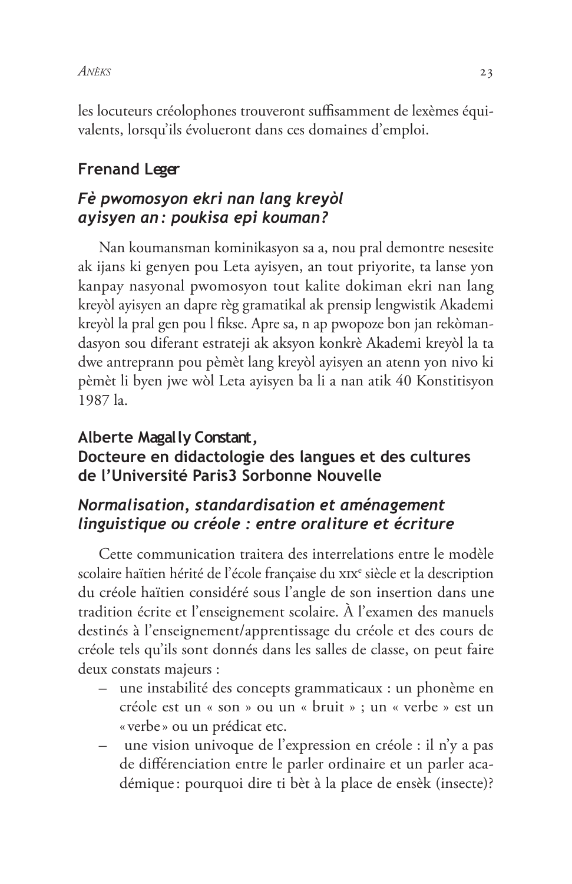les locuteurs créolophones trouveront suffisamment de lexèmes équivalents, lorsqu'ils évolueront dans ces domaines d'emploi.

### Frenand Leger

### *Fè pwomosyon ekri nan lang kreyòl ayisyen an : poukisa epi kouman?*

Nan koumansman kominikasyon sa a, nou pral demontre nesesite ak ijans ki genyen pou Leta ayisyen, an tout priyorite, ta lanse yon kanpay nasyonal pwomosyon tout kalite dokiman ekri nan lang kreyòl ayisyen an dapre règ gramatikal ak prensip lengwistik Akademi kreyòl la pral gen pou l fikse. Apre sa, n ap pwopoze bon jan rekòmandasyon sou diferant estrateji ak aksyon konkrè Akademi kreyòl la ta dwe antreprann pou pèmèt lang kreyòl ayisyen an atenn yon nivo ki pèmèt li byen jwe wòl Leta ayisyen ba li a nan atik 40 Konstitisyon 1987 la.

### Alberte Magally Constant, Docteure en didactologie des langues et des cultures de l'Université Paris3 Sorbonne Nouvelle

### *Normalisation, standardisation et aménagement linguistique ou créole : entre oraliture et écriture*

Cette communication traitera des interrelations entre le modèle scolaire haïtien hérité de l'école française du XIXe siècle et la description du créole haïtien considéré sous l'angle de son insertion dans une tradition écrite et l'enseignement scolaire. À l'examen des manuels destinés à l'enseignement/apprentissage du créole et des cours de créole tels qu'ils sont donnés dans les salles de classe, on peut faire deux constats majeurs :

- une instabilité des concepts grammaticaux : un phonème en créole est un « son » ou un « bruit » ; un « verbe » est un « verbe » ou un prédicat etc.
- une vision univoque de l'expression en créole : il n'y a pas de différenciation entre le parler ordinaire et un parler académique : pourquoi dire ti bèt à la place de ensèk (insecte)?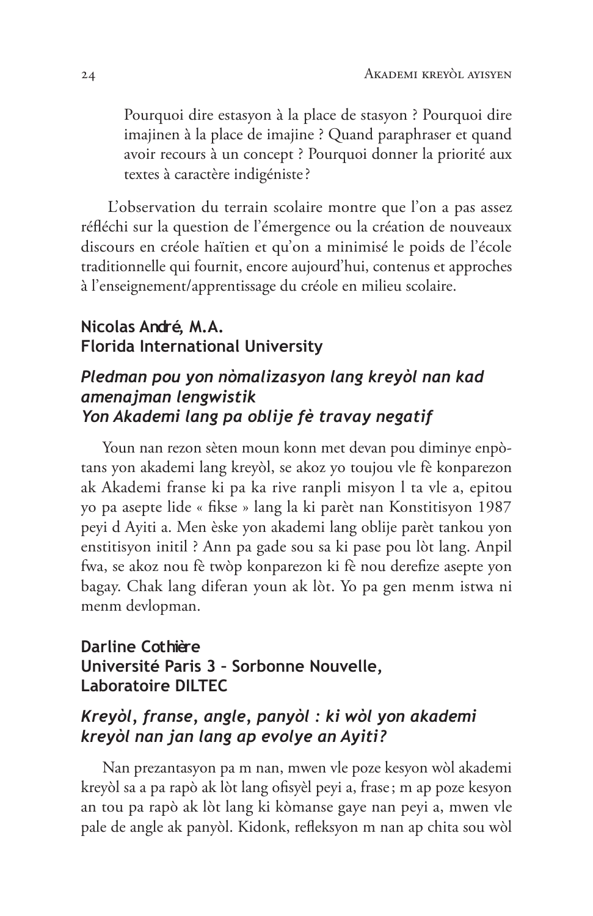> Pourquoi dire estasyon à la place de stasyon ? Pourquoi dire imajinen à la place de imajine ? Quand paraphraser et quand avoir recours à un concept ? Pourquoi donner la priorité aux textes à caractère indigéniste ?

L'observation du terrain scolaire montre que l'on a pas assez réfléchi sur la question de l'émergence ou la création de nouveaux discours en créole haïtien et qu'on a minimisé le poids de l'école traditionnelle qui fournit, encore aujourd'hui, contenus et approches à l'enseignement/apprentissage du créole en milieu scolaire.

**Nicolas André, M.A.**
**Florida International University**

### *Pledman pou yon nòmalizasyon lang kreyòl nan kad amenajman lengwistik*
### *Yon Akademi lang pa oblije fè travay negatif*

Youn nan rezon sèten moun konn met devan pou diminye enpòtans yon akademi lang kreyòl, se akoz yo toujou vle fè konparezon ak Akademi franse ki pa ka rive ranpli misyon l ta vle a, epitou yo pa asepte lide « fikse » lang la ki parèt nan Konstitisyon 1987 peyi d Ayiti a. Men èske yon akademi lang oblije parèt tankou yon enstitisyon initil ? Ann pa gade sou sa ki pase pou lòt lang. Anpil fwa, se akoz nou fè twòp konparezon ki fè nou derefize asepte yon bagay. Chak lang diferan youn ak lòt. Yo pa gen menm istwa ni menm devlopman.

**Darline Cothière**
**Université Paris 3 – Sorbonne Nouvelle,**
**Laboratoire DILTEC**

### *Kreyòl, franse, angle, panyòl : ki wòl yon akademi kreyòl nan jan lang ap evolye an Ayiti?*

Nan prezantasyon pa m nan, mwen vle poze kesyon wòl akademi kreyòl sa a pa rapò ak lòt lang ofisyèl peyi a, frase ; m ap poze kesyon an tou pa rapò ak lòt lang ki kòmanse gaye nan peyi a, mwen vle pale de angle ak panyòl. Kidonk, refleksyon m nan ap chita sou wòl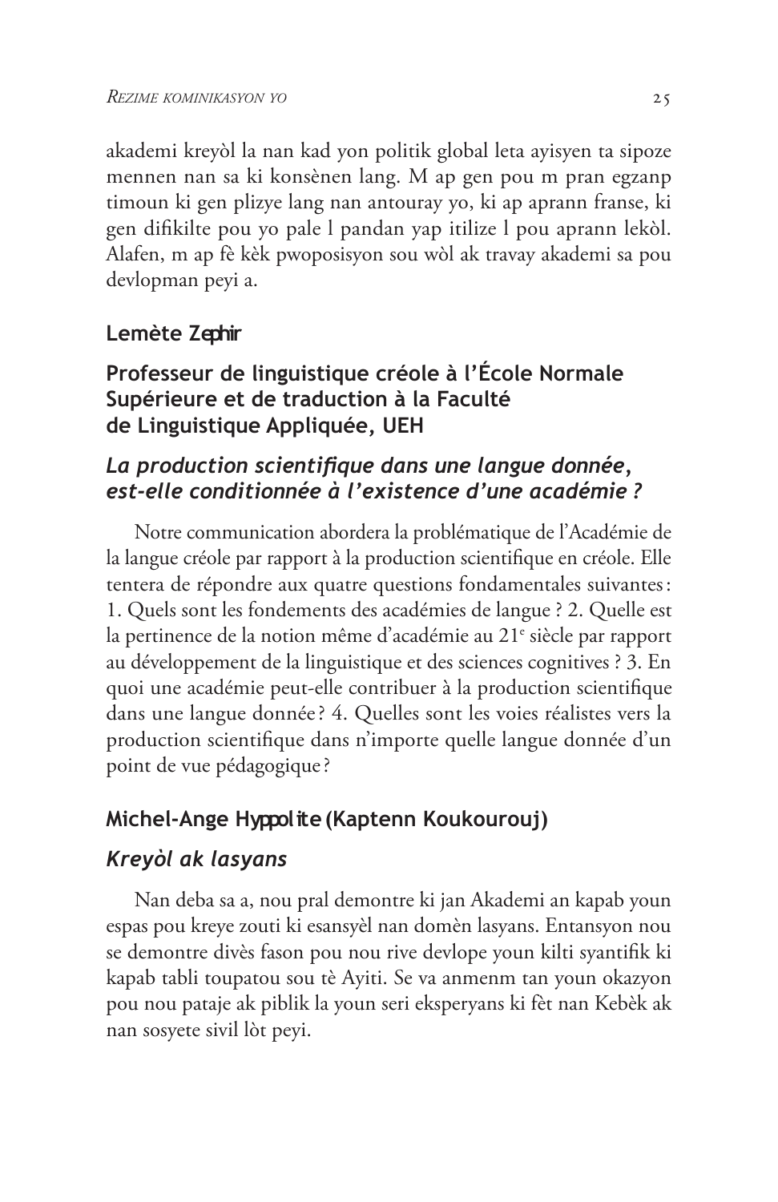akademi kreyòl la nan kad yon politik global leta ayisyen ta sipoze mennen nan sa ki konsènen lang. M ap gen pou m pran egzanp timoun ki gen plizye lang nan antouray yo, ki ap aprann franse, ki gen difikilte pou yo pale l pandan yap itilize l pou aprann lekòl. Alafen, m ap fè kèk pwoposisyon sou wòl ak travay akademi sa pou devlopman peyi a.

### Lemète Zephir

### Professeur de linguistique créole à l'École Normale Supérieure et de traduction à la Faculté de Linguistique Appliquée, UEH

### *La production scientifique dans une langue donnée, est-elle conditionnée à l'existence d'une académie ?*

Notre communication abordera la problématique de l'Académie de la langue créole par rapport à la production scientifique en créole. Elle tentera de répondre aux quatre questions fondamentales suivantes : 1. Quels sont les fondements des académies de langue ? 2. Quelle est la pertinence de la notion même d'académie au 21e siècle par rapport au développement de la linguistique et des sciences cognitives ? 3. En quoi une académie peut-elle contribuer à la production scientifique dans une langue donnée ? 4. Quelles sont les voies réalistes vers la production scientifique dans n'importe quelle langue donnée d'un point de vue pédagogique ?

### Michel-Ange Hyppolite (Kaptenn Koukourouj)

### *Kreyòl ak lasyans*

Nan deba sa a, nou pral demontre ki jan Akademi an kapab youn espas pou kreye zouti ki esansyèl nan domèn lasyans. Entansyon nou se demontre divès fason pou nou rive devlope youn kilti syantifik ki kapab tabli toupatou sou tè Ayiti. Se va anmenm tan youn okazyon pou nou pataje ak piblik la youn seri eksperyans ki fèt nan Kebèk ak nan sosyete sivil lòt peyi.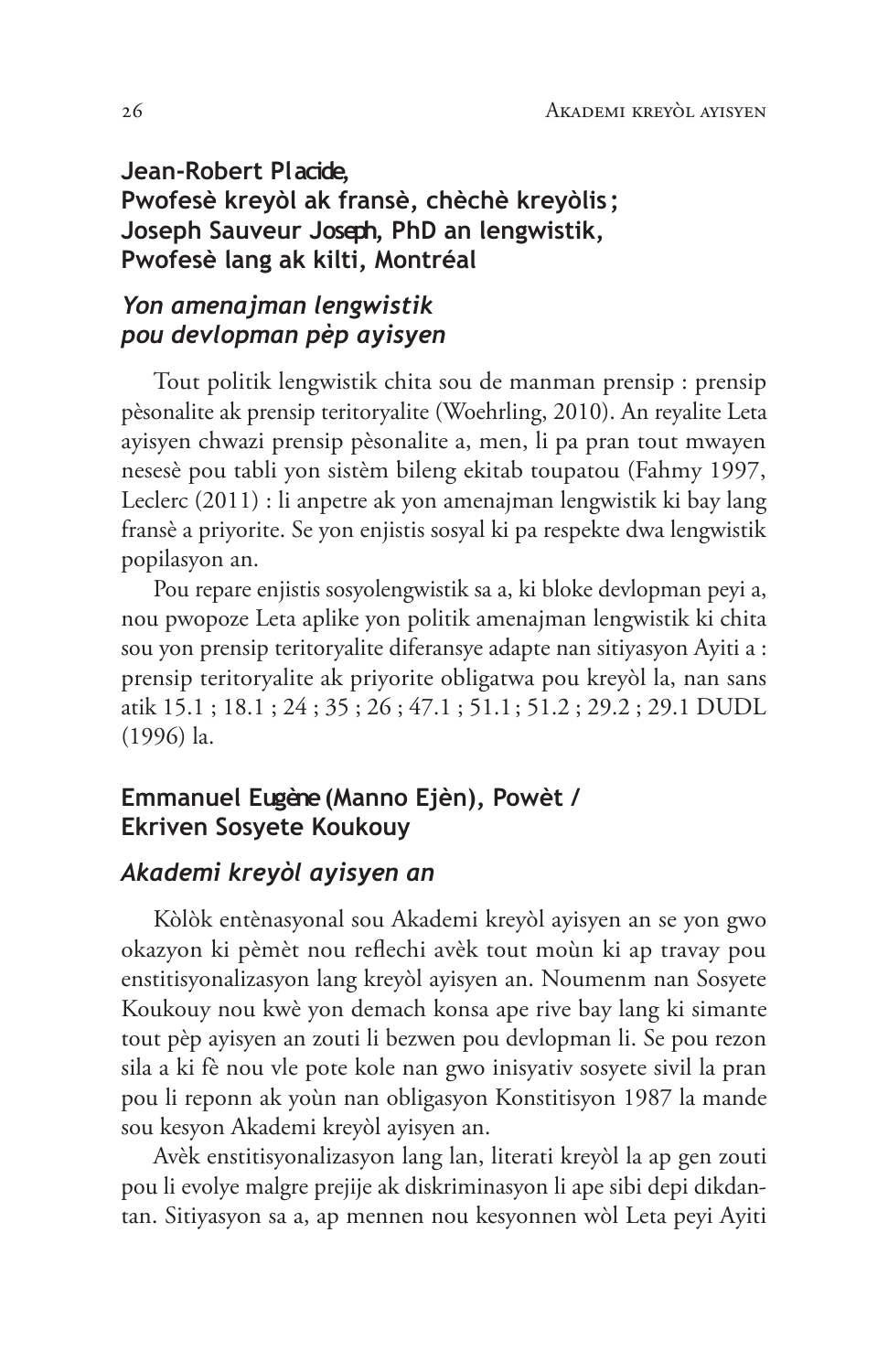**Jean-Robert Placide,**
**Pwofesè kreyòl ak fransè, chèchè kreyòlis ;**
**Joseph Sauveur Joseph, PhD an lengwistik,**
**Pwofesè lang ak kilti, Montréal**

### *Yon amenajman lengwistik pou devlopman pèp ayisyen*

Tout politik lengwistik chita sou de manman prensip : prensip pèsonalite ak prensip teritoryalite (Woehrling, 2010). An reyalite Leta ayisyen chwazi prensip pèsonalite a, men, li pa pran tout mwayen nesesè pou tabli yon sistèm bileng ekitab toupatou (Fahmy 1997, Leclerc (2011) : li anpetre ak yon amenajman lengwistik ki bay lang fransè a priyorite. Se yon enjistis sosyal ki pa respekte dwa lengwistik popilasyon an.

Pou repare enjistis sosyolengwistik sa a, ki bloke devlopman peyi a, nou pwopoze Leta aplike yon politik amenajman lengwistik ki chita sou yon prensip teritoryalite diferansye adapte nan sitiyasyon Ayiti a : prensip teritoryalite ak priyorite obligatwa pou kreyòl la, nan sans atik 15.1 ; 18.1 ; 24 ; 35 ; 26 ; 47.1 ; 51.1 ; 51.2 ; 29.2 ; 29.1 DUDL (1996) la.

**Emmanuel Eugène (Manno Ejèn), Powèt / Ekriven Sosyete Koukouy**

### *Akademi kreyòl ayisyen an*

Kòlòk entènasyonal sou Akademi kreyòl ayisyen an se yon gwo okazyon ki pèmèt nou reflechi avèk tout moùn ki ap travay pou enstitisyonalizasyon lang kreyòl ayisyen an. Noumenm nan Sosyete Koukouy nou kwè yon demach konsa ape rive bay lang ki simante tout pèp ayisyen an zouti li bezwen pou devlopman li. Se pou rezon sila a ki fè nou vle pote kole nan gwo inisyativ sosyete sivil la pran pou li reponn ak yoùn nan obligasyon Konstitisyon 1987 la mande sou kesyon Akademi kreyòl ayisyen an.

Avèk enstitisyonalizasyon lang lan, literati kreyòl la ap gen zouti pou li evolye malgre prejije ak diskriminasyon li ape sibi depi dikdantan. Sitiyasyon sa a, ap mennen nou kesyonnen wòl Leta peyi Ayiti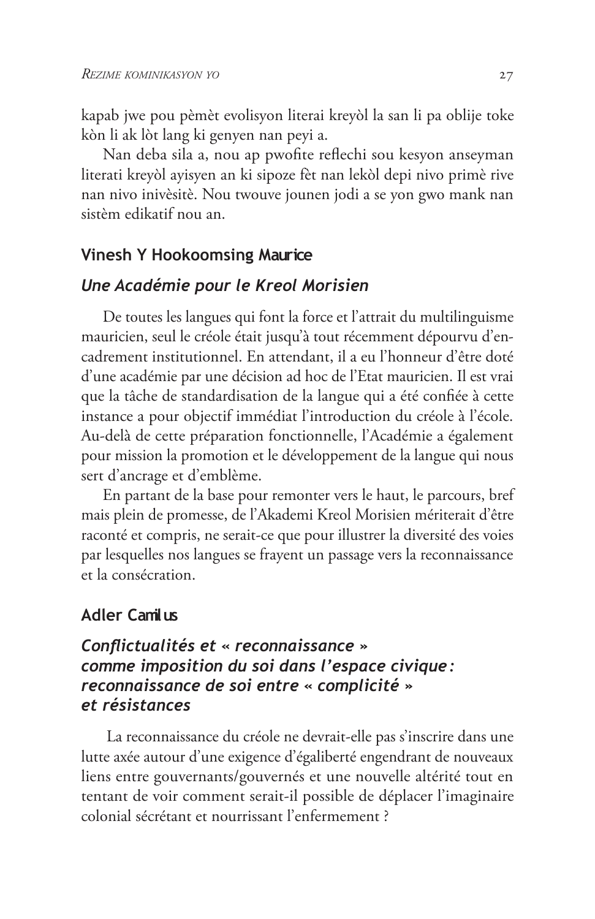kapab jwe pou pèmèt evolisyon literai kreyòl la san li pa oblije toke kòn li ak lòt lang ki genyen nan peyi a.

Nan deba sila a, nou ap pwofite reflechi sou kesyon anseyman literati kreyòl ayisyen an ki sipoze fèt nan lekòl depi nivo primè rive nan nivo inivèsitè. Nou twouve jounen jodi a se yon gwo mank nan sistèm edikatif nou an.

### Vinesh Y Hookoomsing Maurice

### *Une Académie pour le Kreol Morisien*

De toutes les langues qui font la force et l'attrait du multilinguisme mauricien, seul le créole était jusqu'à tout récemment dépourvu d'encadrement institutionnel. En attendant, il a eu l'honneur d'être doté d'une académie par une décision ad hoc de l'Etat mauricien. Il est vrai que la tâche de standardisation de la langue qui a été confiée à cette instance a pour objectif immédiat l'introduction du créole à l'école. Au-delà de cette préparation fonctionnelle, l'Académie a également pour mission la promotion et le développement de la langue qui nous sert d'ancrage et d'emblème.

En partant de la base pour remonter vers le haut, le parcours, bref mais plein de promesse, de l'Akademi Kreol Morisien mériterait d'être raconté et compris, ne serait-ce que pour illustrer la diversité des voies par lesquelles nos langues se frayent un passage vers la reconnaissance et la consécration.

### Adler Camilus

### *Conflictualités et « reconnaissance » comme imposition du soi dans l'espace civique : reconnaissance de soi entre « complicité » et résistances*

La reconnaissance du créole ne devrait-elle pas s'inscrire dans une lutte axée autour d'une exigence d'égaliberté engendrant de nouveaux liens entre gouvernants/gouvernés et une nouvelle altérité tout en tentant de voir comment serait-il possible de déplacer l'imaginaire colonial sécrétant et nourrissant l'enfermement ?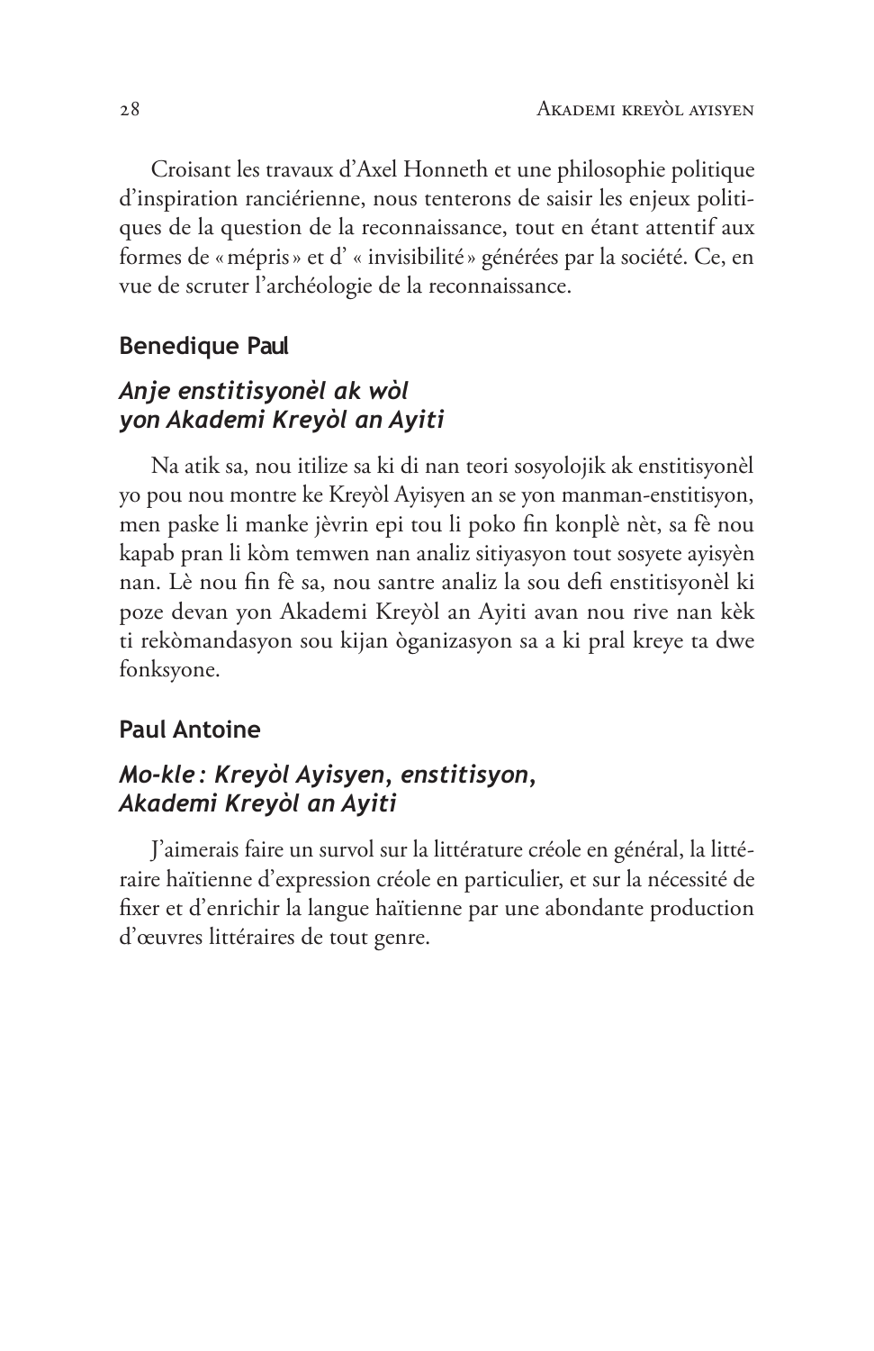Croisant les travaux d'Axel Honneth et une philosophie politique d'inspiration rancièrienne, nous tenterons de saisir les enjeux politiques de la question de la reconnaissance, tout en étant attentif aux formes de « mépris » et d' « invisibilité » générées par la société. Ce, en vue de scruter l'archéologie de la reconnaissance.

### Benedique Paul

### *Anje enstitisyonèl ak wòl yon Akademi Kreyòl an Ayiti*

Na atik sa, nou itilize sa ki di nan teori sosyolojik ak enstitisyonèl yo pou nou montre ke Kreyòl Ayisyen an se yon manman-enstitisyon, men paske li manke jèvrin epi tou li poko fin konplè nèt, sa fè nou kapab pran li kòm temwen nan analiz sitiyasyon tout sosyete ayisyèn nan. Lè nou fin fè sa, nou santre analiz la sou defi enstitisyonèl ki poze devan yon Akademi Kreyòl an Ayiti avan nou rive nan kèk ti rekòmandasyon sou kijan òganizasyon sa a ki pral kreye ta dwe fonksyone.

### Paul Antoine

### *Mo-kle : Kreyòl Ayisyen, enstitisyon, Akademi Kreyòl an Ayiti*

J'aimerais faire un survol sur la littérature créole en général, la littéraire haïtienne d'expression créole en particulier, et sur la nécessité de fixer et d'enrichir la langue haïtienne par une abondante production d'œuvres littéraires de tout genre.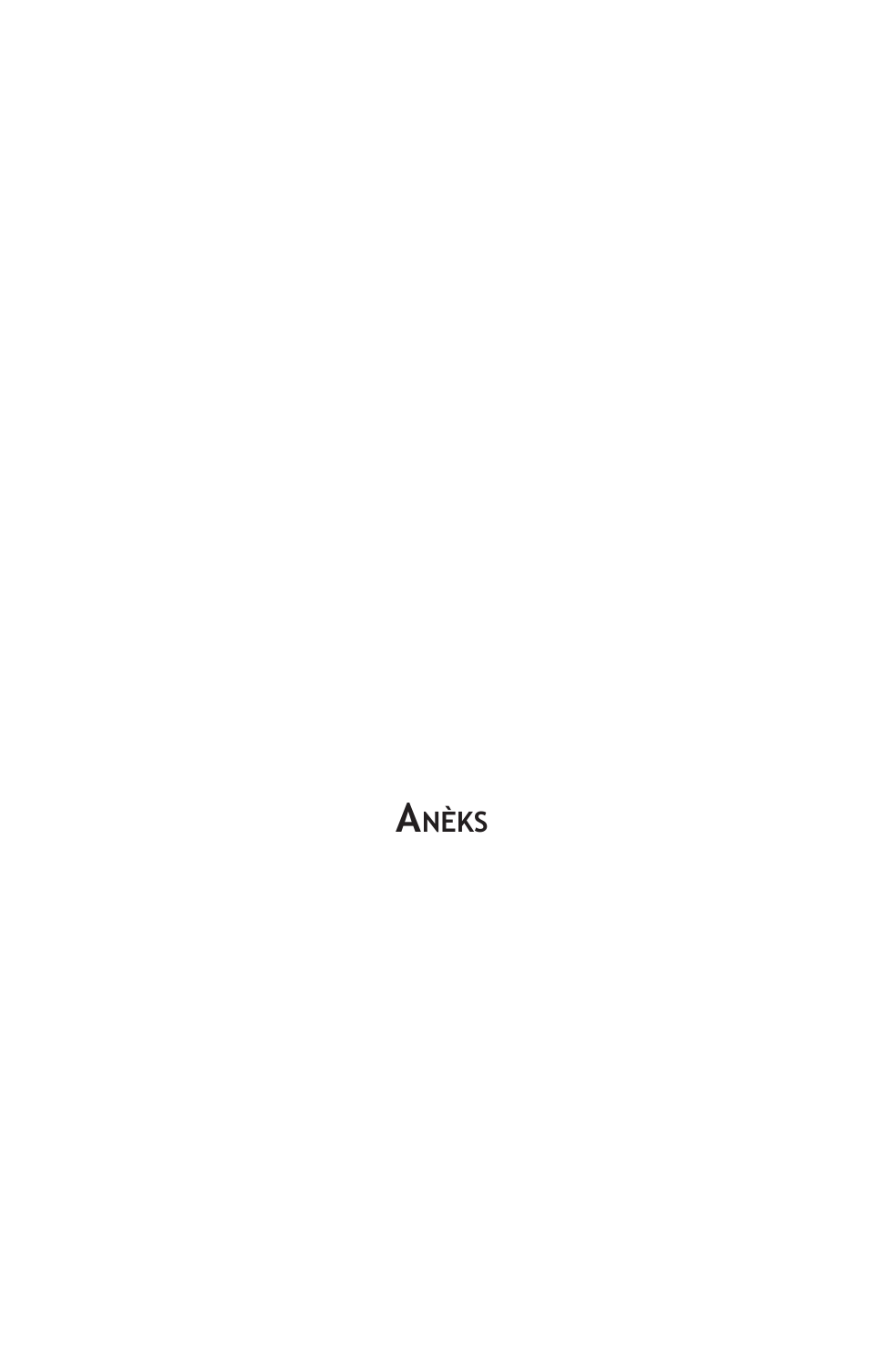# Anèks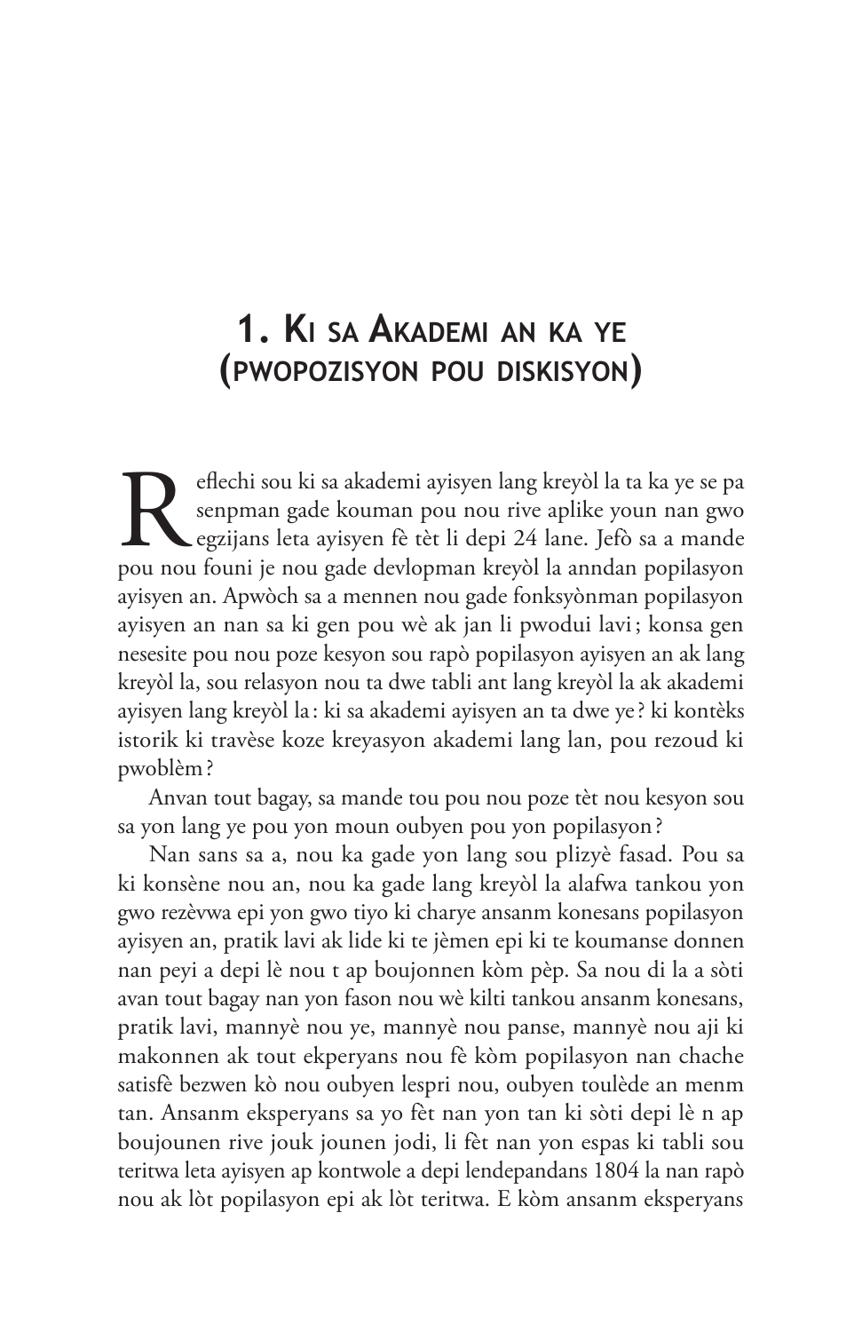# 1. Ki sa Akademi an ka ye (pwopozisyon pou diskisyon)

Reflechi sou ki sa akademi ayisyen lang kreyòl la ta ka ye se pa senpman gade kouman pou nou rive aplike youn nan gwo egzijans leta ayisyen fè tèt li depi 24 lane. Jefò sa a mande pou nou founi je nou gade devlopman kreyòl la anndan popilasyon ayisyen an. Apwòch sa a mennen nou gade fonksyònman popilasyon ayisyen an nan sa ki gen pou wè ak jan li pwodui lavi ; konsa gen nesesite pou nou poze kesyon sou rapò popilasyon ayisyen an ak lang kreyòl la, sou relasyon nou ta dwe tabli ant lang kreyòl la ak akademi ayisyen lang kreyòl la : ki sa akademi ayisyen an ta dwe ye ? ki kontèks istorik ki travèse koze kreyasyon akademi lang lan, pou rezoud ki pwoblèm ?

Anvan tout bagay, sa mande tou pou nou poze tèt nou kesyon sou sa yon lang ye pou yon moun oubyen pou yon popilasyon ?

Nan sans sa a, nou ka gade yon lang sou plizyè fasad. Pou sa ki konsène nou an, nou ka gade lang kreyòl la alafwa tankou yon gwo rezèvwa epi yon gwo tiyo ki charye ansanm konesans popilasyon ayisyen an, pratik lavi ak lide ki te jèmen epi ki te koumanse donnen nan peyi a depi lè nou t ap boujonnen kòm pèp. Sa nou di la a sòti avan tout bagay nan yon fason nou wè kilti tankou ansanm konesans, pratik lavi, mannyè nou ye, mannyè nou panse, mannyè nou aji ki makonnen ak tout ekperyans nou fè kòm popilasyon nan chache satisfè bezwen kò nou oubyen lespri nou, oubyen toulède an menm tan. Ansanm eksperyans sa yo fèt nan yon tan ki sòti depi lè n ap boujounen rive jouk jounen jodi, li fèt nan yon espas ki tabli sou teritwa leta ayisyen ap kontwole a depi lendepandans 1804 la nan rapò nou ak lòt popilasyon epi ak lòt teritwa. E kòm ansanm eksperyans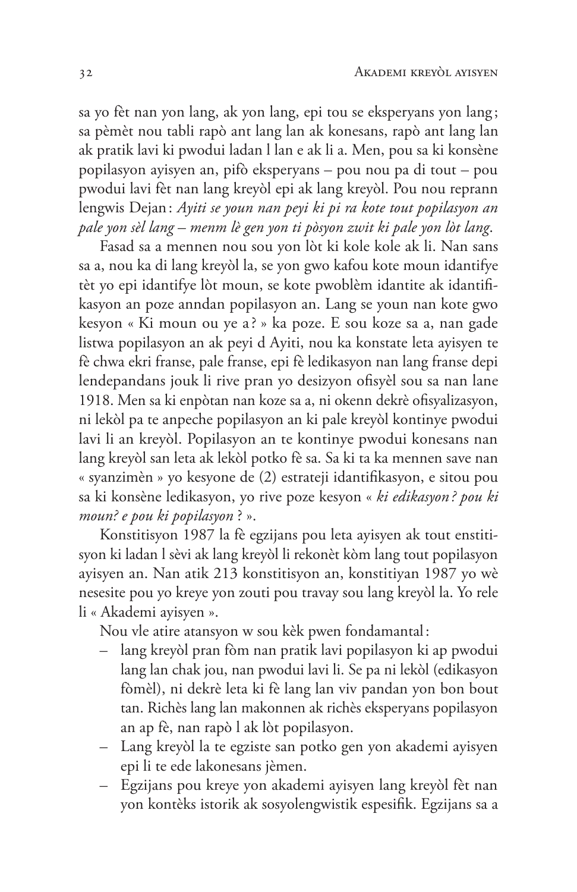sa yo fèt nan yon lang, ak yon lang, epi tou se eksperyans yon lang ; sa pèmèt nou tabli rapò ant lang lan ak konesans, rapò ant lang lan ak pratik lavi ki pwodui ladan l lan e ak li a. Men, pou sa ki konsène popilasyon ayisyen an, pifò eksperyans – pou nou pa di tout – pou pwodui lavi fèt nan lang kreyòl epi ak lang kreyòl. Pou nou reprann lengwis Dejan : *Ayiti se youn nan peyi ki pi ra kote tout popilasyon an pale yon sèl lang – menm lè gen yon ti pòsyon zwit ki pale yon lòt lang.*

Fasad sa a mennen nou sou yon lòt ki kole kole ak li. Nan sans sa a, nou ka di lang kreyòl la, se yon gwo kafou kote moun idantifye tèt yo epi idantifye lòt moun, se kote pwoblèm idantite ak idantifikasyon an poze anndan popilasyon an. Lang se youn nan kote gwo kesyon « Ki moun ou ye a ? » ka poze. E sou koze sa a, nan gade listwa popilasyon an ak peyi d Ayiti, nou ka konstate leta ayisyen te fè chwa ekri franse, pale franse, epi fè ledikasyon nan lang franse depi lendepandans jouk li rive pran yo desizyon ofisyèl sou sa nan lane 1918. Men sa ki enpòtan nan koze sa a, ni okenn dekrè ofisyalizasyon, ni lekòl pa te anpeche popilasyon an ki pale kreyòl kontinye pwodui lavi li an kreyòl. Popilasyon an te kontinye pwodui konesans nan lang kreyòl san leta ak lekòl potko fè sa. Sa ki ta ka mennen save nan « syanzimèn » yo kesyone de (2) estrateji idantifikasyon, e sitou pou sa ki konsène ledikasyon, yo rive poze kesyon « *ki edikasyon ? pou ki moun? e pou ki popilasyon* ? ».

Konstitisyon 1987 la fè egzijans pou leta ayisyen ak tout enstitisyon ki ladan l sèvi ak lang kreyòl li rekonèt kòm lang tout popilasyon ayisyen an. Nan atik 213 konstitisyon an, konstitiyan 1987 yo wè nesesite pou yo kreye yon zouti pou travay sou lang kreyòl la. Yo rele li « Akademi ayisyen ».

Nou vle atire atansyon w sou kèk pwen fondamantal :

- lang kreyòl pran fòm nan pratik lavi popilasyon ki ap pwodui lang lan chak jou, nan pwodui lavi li. Se pa ni lekòl (edikasyon fòmèl), ni dekrè leta ki fè lang lan viv pandan yon bon bout tan. Richès lang lan makonnen ak richès eksperyans popilasyon an ap fè, nan rapò l ak lòt popilasyon.
- Lang kreyòl la te egziste san potko gen yon akademi ayisyen epi li te ede lakonesans jèmen.
- Egzijans pou kreye yon akademi ayisyen lang kreyòl fèt nan yon kontèks istorik ak sosyolengwistik espesifik. Egzijans sa a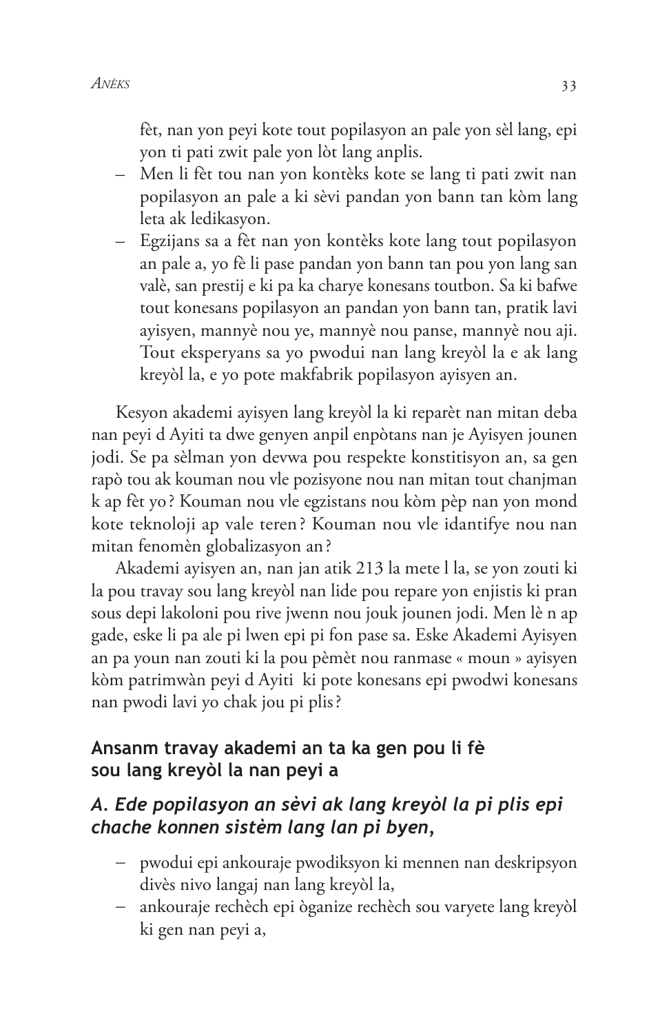fèt, nan yon peyi kote tout popilasyon an pale yon sèl lang, epi yon ti pati zwit pale yon lòt lang anplis.

- Men li fèt tou nan yon kontèks kote se lang ti pati zwit nan popilasyon an pale a ki sèvi pandan yon bann tan kòm lang leta ak ledikasyon.
- Egzijans sa a fèt nan yon kontèks kote lang tout popilasyon an pale a, yo fè li pase pandan yon bann tan pou yon lang san valè, san prestij e ki pa ka charye konesans toutbon. Sa ki bafwe tout konesans popilasyon an pandan yon bann tan, pratik lavi ayisyen, mannyè nou ye, mannyè nou panse, mannyè nou aji. Tout eksperyans sa yo pwodui nan lang kreyòl la e ak lang kreyòl la, e yo pote makfabrik popilasyon ayisyen an.

Kesyon akademi ayisyen lang kreyòl la ki reparèt nan mitan deba nan peyi d Ayiti ta dwe genyen anpil enpòtans nan je Ayisyen jounen jodi. Se pa sèlman yon devwa pou respekte konstitisyon an, sa gen rapò tou ak kouman nou vle pozisyone nou nan mitan tout chanjman k ap fèt yo? Kouman nou vle egzistans nou kòm pèp nan yon mond kote teknoloji ap vale teren? Kouman nou vle idantifye nou nan mitan fenomèn globalizasyon an?

Akademi ayisyen an, nan jan atik 213 la mete l la, se yon zouti ki la pou travay sou lang kreyòl nan lide pou repare yon enjistis ki pran sous depi lakoloni pou rive jwenn nou jouk jounen jodi. Men lè n ap gade, eske li pa ale pi lwen epi pi fon pase sa. Eske Akademi Ayisyen an pa youn nan zouti ki la pou pèmèt nou ranmase « moun » ayisyen kòm patrimwàn peyi d Ayiti ki pote konesans epi pwodwi konesans nan pwodi lavi yo chak jou pi plis?

## Ansanm travay akademi an ta ka gen pou li fè sou lang kreyòl la nan peyi a

### *A. Ede popilasyon an sèvi ak lang kreyòl la pi plis epi chache konnen sistèm lang lan pi byen,*

- pwodui epi ankouraje pwodiksyon ki mennen nan deskripsyon divès nivo langaj nan lang kreyòl la,
- ankouraje rechèch epi òganize rechèch sou varyete lang kreyòl ki gen nan peyi a,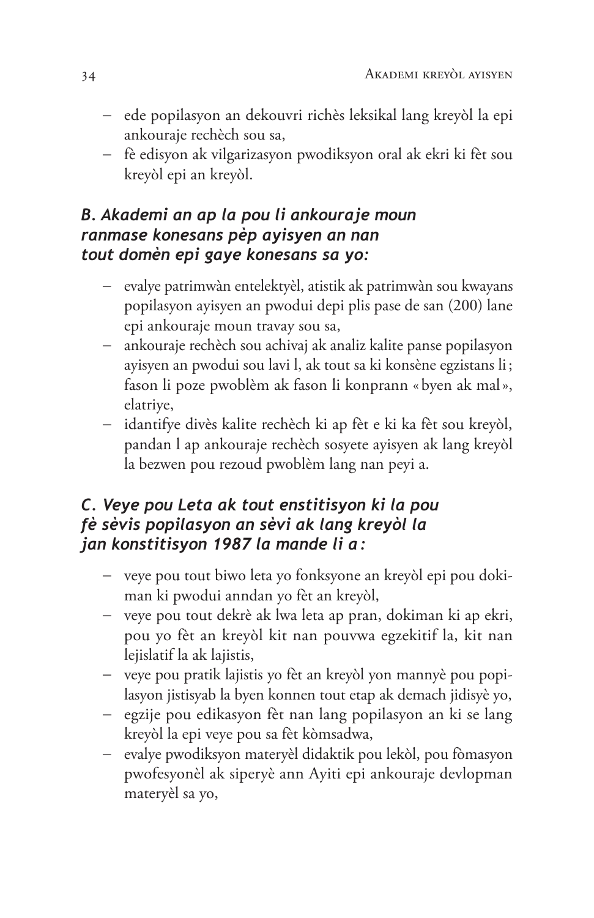- ede popilasyon an dekouvri richès leksikal lang kreyòl la epi ankouraje rechèch sou sa,
- fè edisyon ak vilgarizasyon pwodiksyon oral ak ekri ki fèt sou kreyòl epi an kreyòl.

### *B. Akademi an ap la pou li ankouraje moun ranmase konesans pèp ayisyen an nan tout domèn epi gaye konesans sa yo:*

- evalye patrimwàn entelektyèl, atistik ak patrimwàn sou kwayans popilasyon ayisyen an pwodui depi plis pase de san (200) lane epi ankouraje moun travay sou sa,
- ankouraje rechèch sou achivaj ak analiz kalite panse popilasyon ayisyen an pwodui sou lavi l, ak tout sa ki konsène egzistans li ; fason li poze pwoblèm ak fason li konprann « byen ak mal », elatriye,
- idantifye divès kalite rechèch ki ap fèt e ki ka fèt sou kreyòl, pandan l ap ankouraje rechèch sosyete ayisyen ak lang kreyòl la bezwen pou rezoud pwoblèm lang nan peyi a.

### *C. Veye pou Leta ak tout enstitisyon ki la pou fè sèvis popilasyon an sèvi ak lang kreyòl la jan konstitisyon 1987 la mande li a :*

- veye pou tout biwo leta yo fonksyone an kreyòl epi pou dokiman ki pwodui anndan yo fèt an kreyòl,
- veye pou tout dekrè ak lwa leta ap pran, dokiman ki ap ekri, pou yo fèt an kreyòl kit nan pouvwa egzekitif la, kit nan lejislatif la ak lajistis,
- veye pou pratik lajistis yo fèt an kreyòl yon mannyè pou popilasyon jistisyab la byen konnen tout etap ak demach jidisyè yo,
- egzije pou edikasyon fèt nan lang popilasyon an ki se lang kreyòl la epi veye pou sa fèt kòmsadwa,
- evalye pwodiksyon materyèl didaktik pou lekòl, pou fòmasyon pwofesyonèl ak siperyè ann Ayiti epi ankouraje devlopman materyèl sa yo,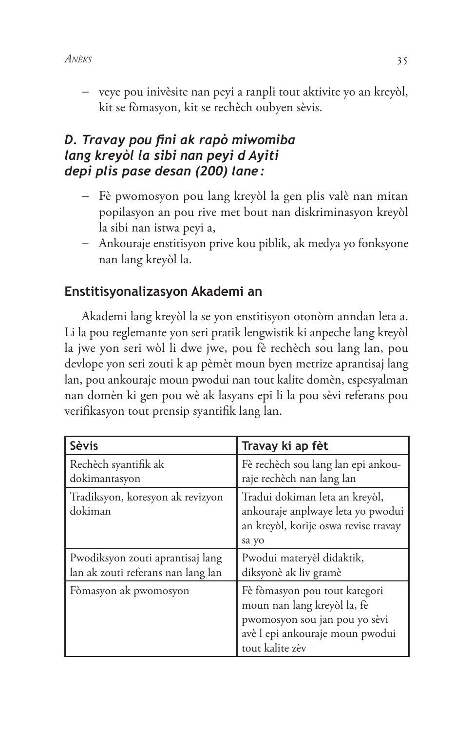- veye pou inivèsite nan peyi a ranpli tout aktivite yo an kreyòl, kit se fòmasyon, kit se rechèch oubyen sèvis.

### *D. Travay pou fini ak rapò miwomiba lang kreyòl la sibi nan peyi d Ayiti depi plis pase desan (200) lane :*

- Fè pwomosyon pou lang kreyòl la gen plis valè nan mitan popilasyon an pou rive met bout nan diskriminasyon kreyòl la sibi nan istwa peyi a,
- Ankouraje enstitisyon prive kou piblik, ak medya yo fonksyone nan lang kreyòl la.

## Enstitisyonalizasyon Akademi an

Akademi lang kreyòl la se yon enstitisyon otonòm anndan leta a. Li la pou reglemante yon seri pratik lengwistik ki anpeche lang kreyòl la jwe yon seri wòl li dwe jwe, pou fè rechèch sou lang lan, pou devlope yon seri zouti k ap pèmèt moun byen metrize aprantisaj lang lan, pou ankouraje moun pwodui nan tout kalite domèn, espesyalman nan domèn ki gen pou wè ak lasyans epi li la pou sèvi referans pou verifikasyon tout prensip syantifik lang lan.

| **Sèvis** | **Travay ki ap fèt** |
|---|---|
| Rechèch syantifik ak dokimantasyon | Fè rechèch sou lang lan epi ankouraje rechèch nan lang lan |
| Tradiksyon, koresyon ak revizyon dokiman | Tradui dokiman leta an kreyòl, ankouraje anplwaye leta yo pwodui an kreyòl, korije oswa revise travay sa yo |
| Pwodiksyon zouti aprantisaj lang lan ak zouti referans nan lang lan | Pwodui materyèl didaktik, diksyonè ak liv gramè |
| Fòmasyon ak pwomosyon | Fè fòmasyon pou tout kategori moun nan lang kreyòl la, fè pwomosyon sou jan pou yo sèvi avè l epi ankouraje moun pwodui tout kalite zèv |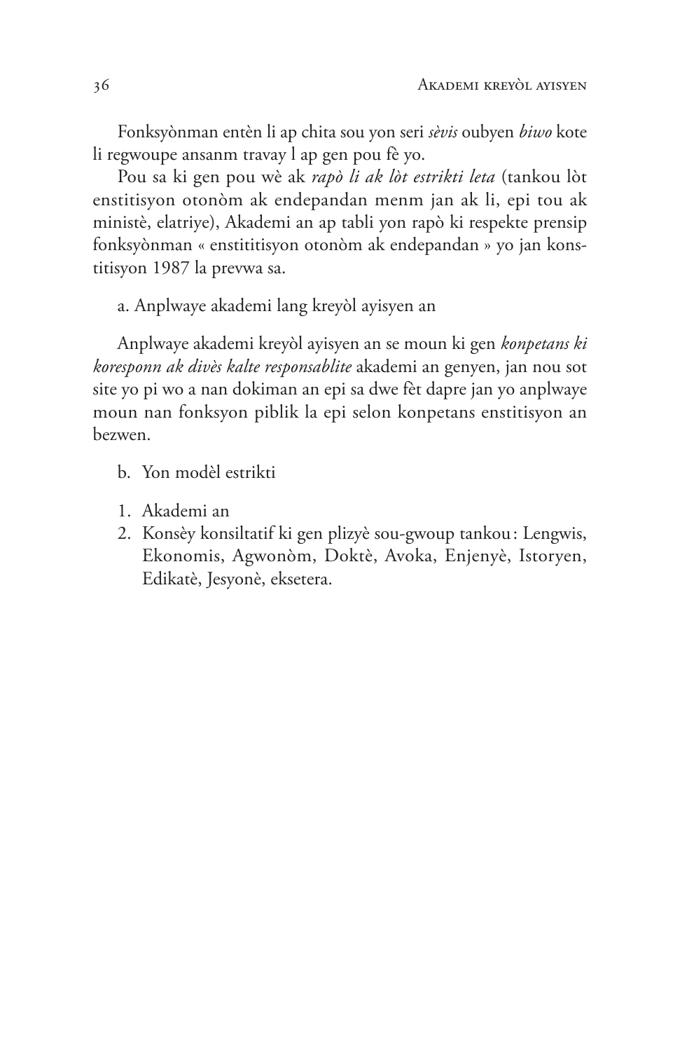Fonksyònman entèn li ap chita sou yon seri *sèvis* oubyen *biwo* kote li regwoupe ansanm travay l ap gen pou fè yo.

Pou sa ki gen pou wè ak *rapò li ak lòt estrikti leta* (tankou lòt enstitisyon otonòm ak endepandan menm jan ak li, epi tou ak ministè, elatriye), Akademi an ap tabli yon rapò ki respekte prensip fonksyònman « enstititisyon otonòm ak endepandan » yo jan konstitisyon 1987 la prevwa sa.

a. Anplwaye akademi lang kreyòl ayisyen an

Anplwaye akademi kreyòl ayisyen an se moun ki gen *konpetans ki koresponn ak divès kalte responsablite* akademi an genyen, jan nou sot site yo pi wo a nan dokiman an epi sa dwe fèt dapre jan yo anplwaye moun nan fonksyon piblik la epi selon konpetans enstitisyon an bezwen.

b. Yon modèl estrikti

1. Akademi an
2. Konsèy konsiltatif ki gen plizyè sou-gwoup tankou : Lengwis, Ekonomis, Agwonòm, Doktè, Avoka, Enjenyè, Istoryen, Edikatè, Jesyonè, eksetera.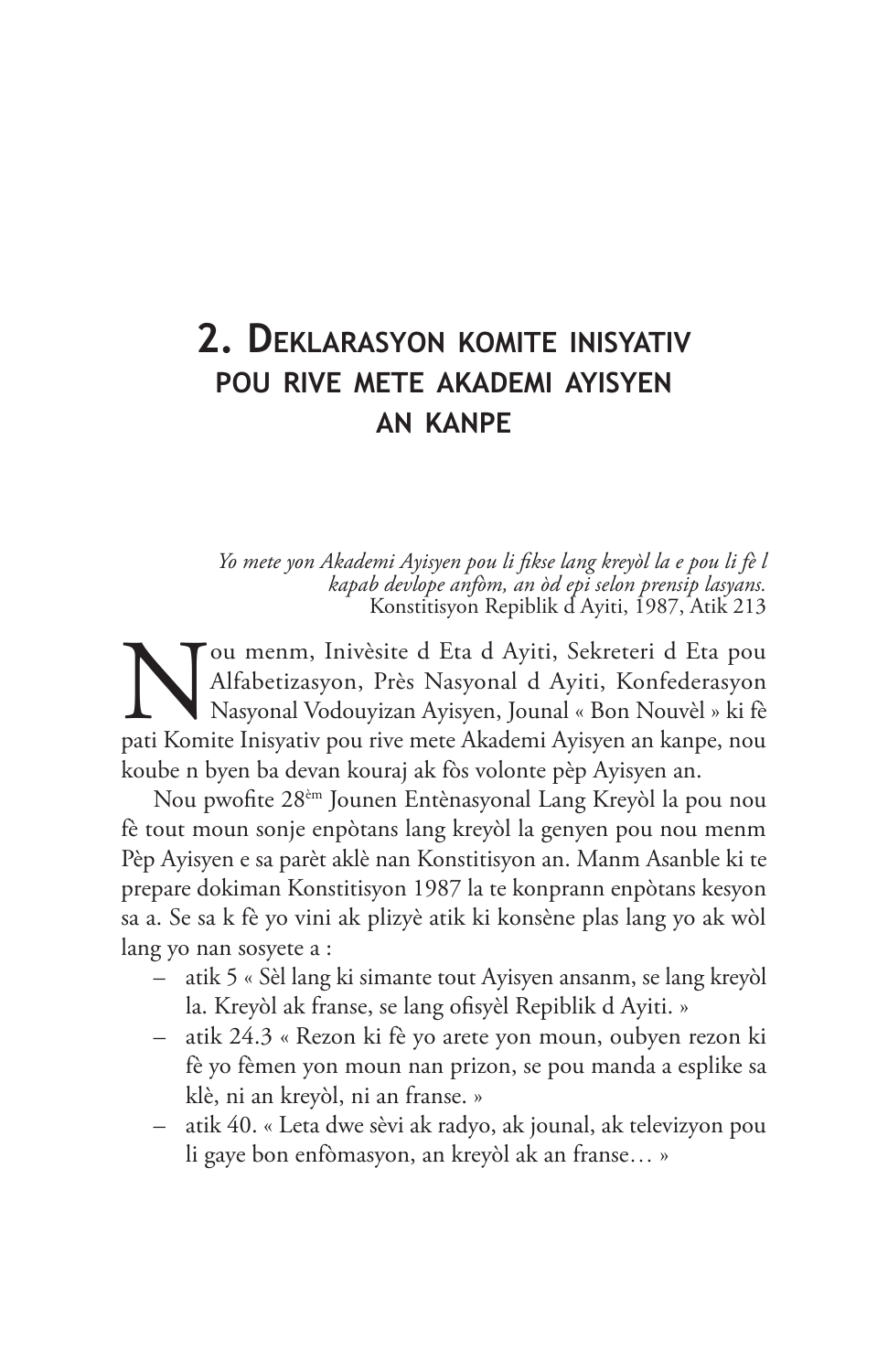## 2. Deklarasyon komite inisyativ pou rive mete akademi ayisyen an kanpe

*Yo mete yon Akademi Ayisyen pou li fikse lang kreyòl la e pou li fè l kapab devlope anfòm, an òd epi selon prensip lasyans.*
Konstitisyon Repiblik d Ayiti, 1987, Atik 213

Nou menm, Invèsite d Eta d Ayiti, Sekreteri d Eta pou Alfabetizasyon, Près Nasyonal d Ayiti, Konfederasyon Nasyonal Vodouyizan Ayisyen, Jounal « Bon Nouvèl » ki fè pati Komite Inisyativ pou rive mete Akademi Ayisyen an kanpe, nou koube n byen ba devan kouraj ak fòs volonte pèp Ayisyen an.

Nou pwofite 28[èm] Jounen Entènasyonal Lang Kreyòl la pou nou fè tout moun sonje enpòtans lang kreyòl la genyen pou nou menm Pèp Ayisyen e sa parèt aklè nan Konstitisyon an. Manm Asanble ki te prepare dokiman Konstitisyon 1987 la te konprann enpòtans kesyon sa a. Se sa k fè yo vini ak plizyè atik ki konsène plas lang yo ak wòl lang yo nan sosyete a :

- atik 5 « Sèl lang ki simante tout Ayisyen ansanm, se lang kreyòl la. Kreyòl ak franse, se lang ofisyèl Repiblik d Ayiti. »
- atik 24.3 « Rezon ki fè yo arete yon moun, oubyen rezon ki fè yo fèmen yon moun nan prizon, se pou manda a esplike sa klè, ni an kreyòl, ni an franse. »
- atik 40. « Leta dwe sèvi ak radyo, ak jounal, ak televizyon pou li gaye bon enfòmasyon, an kreyòl ak an franse… »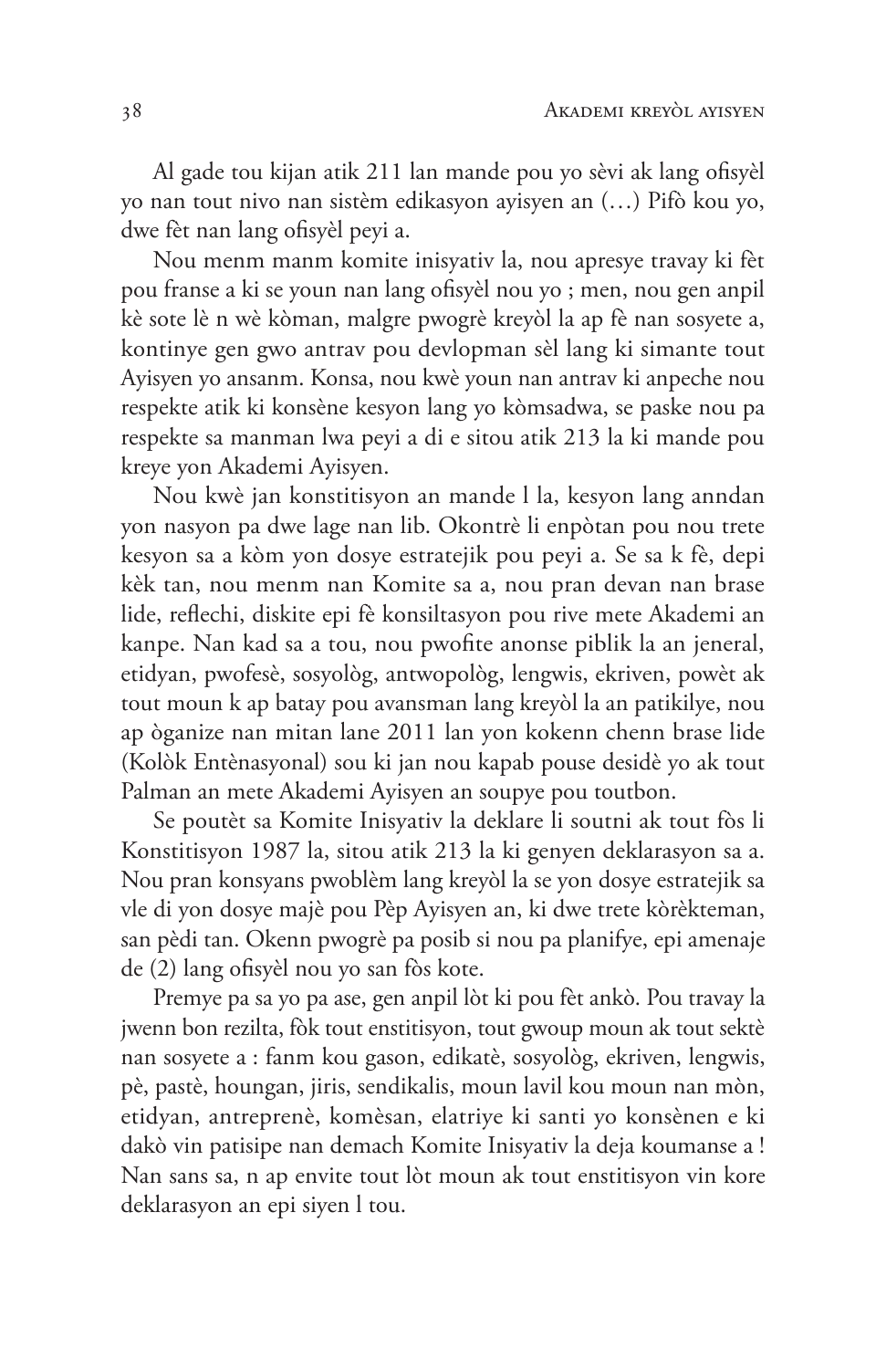Al gade tou kijan atik 211 lan mande pou yo sèvi ak lang ofisyèl yo nan tout nivo nan sistèm edikasyon ayisyen an (…) Pifò kou yo, dwe fèt nan lang ofisyèl peyi a.

Nou menm manm komite inisyativ la, nou apresye travay ki fèt pou franse a ki se youn nan lang ofisyèl nou yo ; men, nou gen anpil kè sote lè n wè kòman, malgre pwogrè kreyòl la ap fè nan sosyete a, kontinye gen gwo antrav pou devlopman sèl lang ki simante tout Ayisyen yo ansanm. Konsa, nou kwè youn nan antrav ki anpeche nou respekte atik ki konsène kesyon lang yo kòmsadwa, se paske nou pa respekte sa manman lwa peyi a di e sitou atik 213 la ki mande pou kreye yon Akademi Ayisyen.

Nou kwè jan konstitisyon an mande l la, kesyon lang anndan yon nasyon pa dwe lage nan lib. Okontrè li enpòtan pou nou trete kesyon sa a kòm yon dosye estratejik pou peyi a. Se sa k fè, depi kèk tan, nou menm nan Komite sa a, nou pran devan nan brase lide, reflechi, diskite epi fè konsiltasyon pou rive mete Akademi an kanpe. Nan kad sa a tou, nou pwofite anonse piblik la an jeneral, etidyan, pwofesè, sosyològ, antwopològ, lengwis, ekriven, powèt ak tout moun k ap batay pou avansman lang kreyòl la an patikilye, nou ap òganize nan mitan lane 2011 lan yon kokenn chenn brase lide (Kolòk Entènasyonal) sou ki jan nou kapab pouse desidè yo ak tout Palman an mete Akademi Ayisyen an soupye pou toutbon.

Se poutèt sa Komite Inisyativ la deklare li soutni ak tout fòs li Konstitisyon 1987 la, sitou atik 213 la ki genyen deklarasyon sa a. Nou pran konsyans pwoblèm lang kreyòl la se yon dosye estratejik sa vle di yon dosye majè pou Pèp Ayisyen an, ki dwe trete kòrèkteman, san pèdi tan. Okenn pwogrè pa posib si nou pa planifye, epi amenaje de (2) lang ofisyèl nou yo san fòs kote.

Premye pa sa yo pa ase, gen anpil lòt ki pou fèt ankò. Pou travay la jwenn bon rezilta, fòk tout enstitisyon, tout gwoup moun ak tout sektè nan sosyete a : fanm kou gason, edikatè, sosyològ, ekriven, lengwis, pè, pastè, houngan, jiris, sendikalis, moun lavil kou moun nan mòn, etidyan, antreprenè, komèsan, elatriye ki santi yo konsènen e ki dakò vin patisipe nan demach Komite Inisyativ la deja koumanse a ! Nan sans sa, n ap envite tout lòt moun ak tout enstitisyon vin kore deklarasyon an epi siyen l tou.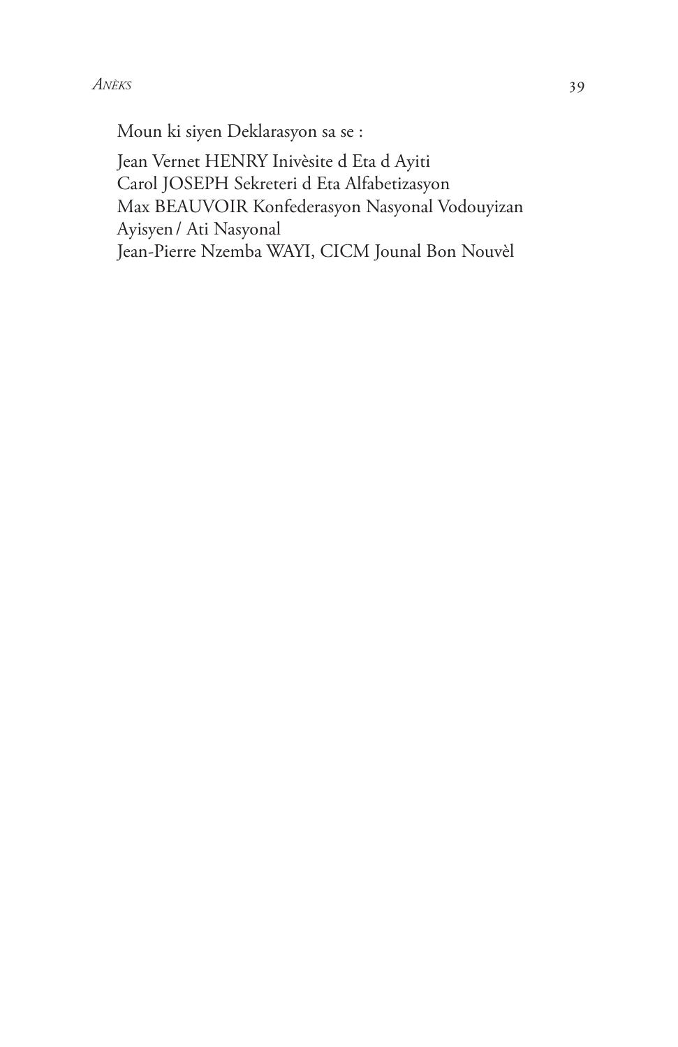Moun ki siyen Deklarasyon sa se :

Jean Vernet HENRY Inivèsite d Eta d Ayiti  
Carol JOSEPH Sekreteri d Eta Alfabetizasyon  
Max BEAUVOIR Konfederasyon Nasyonal Vodouyizan Ayisyen / Ati Nasyonal  
Jean-Pierre Nzemba WAYI, CICM Jounal Bon Nouvèl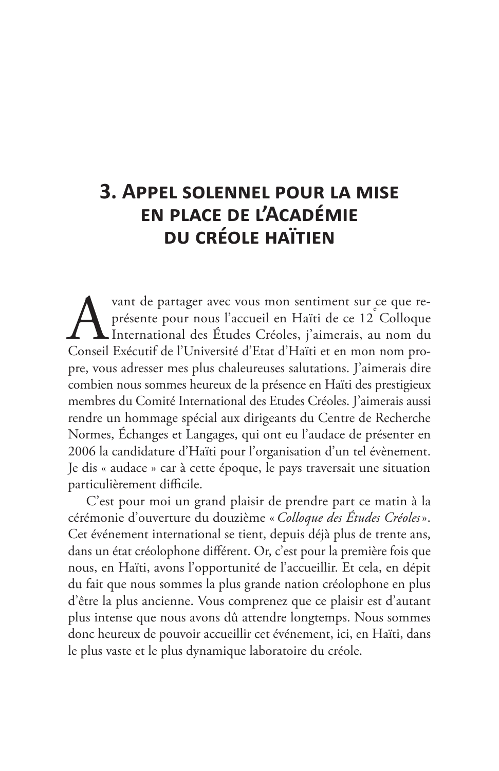## 3. Appel solennel pour la mise en place de l'Académie du créole haïtien

Avant de partager avec vous mon sentiment sur ce que représente pour nous l'accueil en Haïti de ce 12e Colloque International des Études Créoles, j'aimerais, au nom du Conseil Exécutif de l'Université d'Etat d'Haïti et en mon nom propre, vous adresser mes plus chaleureuses salutations. J'aimerais dire combien nous sommes heureux de la présence en Haïti des prestigieux membres du Comité International des Etudes Créoles. J'aimerais aussi rendre un hommage spécial aux dirigeants du Centre de Recherche Normes, Échanges et Langages, qui ont eu l'audace de présenter en 2006 la candidature d'Haïti pour l'organisation d'un tel évènement. Je dis « audace » car à cette époque, le pays traversait une situation particulièrement difficile.

C'est pour moi un grand plaisir de prendre part ce matin à la cérémonie d'ouverture du douzième « *Colloque des Études Créoles* ». Cet événement international se tient, depuis déjà plus de trente ans, dans un état créolophone différent. Or, c'est pour la première fois que nous, en Haïti, avons l'opportunité de l'accueillir. Et cela, en dépit du fait que nous sommes la plus grande nation créolophone en plus d'être la plus ancienne. Vous comprenez que ce plaisir est d'autant plus intense que nous avons dû attendre longtemps. Nous sommes donc heureux de pouvoir accueillir cet événement, ici, en Haïti, dans le plus vaste et le plus dynamique laboratoire du créole.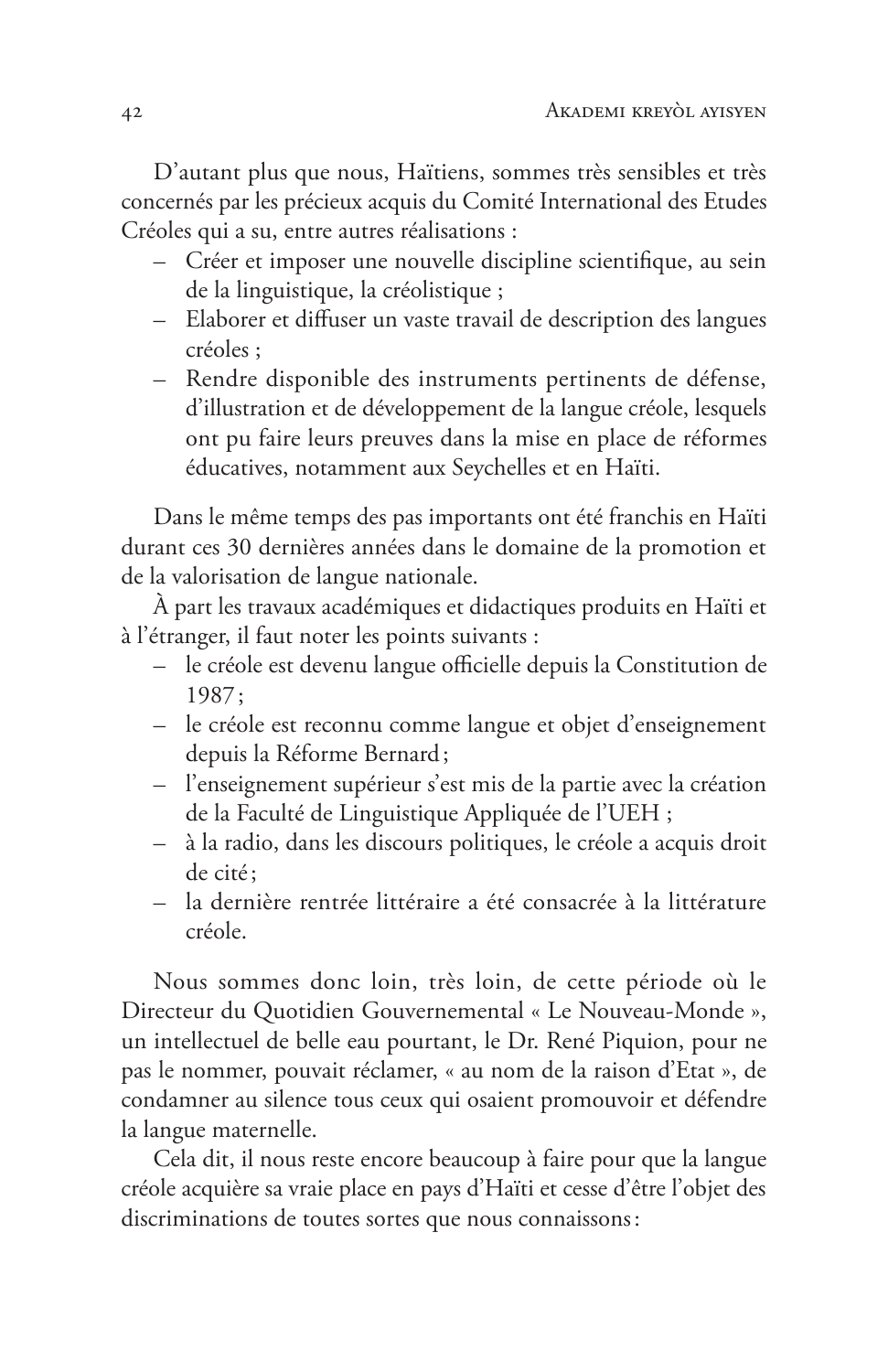D'autant plus que nous, Haïtiens, sommes très sensibles et très concernés par les précieux acquis du Comité International des Etudes Créoles qui a su, entre autres réalisations :

– Créer et imposer une nouvelle discipline scientifique, au sein de la linguistique, la créolistique ;
– Elaborer et diffuser un vaste travail de description des langues créoles ;
– Rendre disponible des instruments pertinents de défense, d'illustration et de développement de la langue créole, lesquels ont pu faire leurs preuves dans la mise en place de réformes éducatives, notamment aux Seychelles et en Haïti.

Dans le même temps des pas importants ont été franchis en Haïti durant ces 30 dernières années dans le domaine de la promotion et de la valorisation de langue nationale.

À part les travaux académiques et didactiques produits en Haïti et à l'étranger, il faut noter les points suivants :

– le créole est devenu langue officielle depuis la Constitution de 1987 ;
– le créole est reconnu comme langue et objet d'enseignement depuis la Réforme Bernard ;
– l'enseignement supérieur s'est mis de la partie avec la création de la Faculté de Linguistique Appliquée de l'UEH ;
– à la radio, dans les discours politiques, le créole a acquis droit de cité ;
– la dernière rentrée littéraire a été consacrée à la littérature créole.

Nous sommes donc loin, très loin, de cette période où le Directeur du Quotidien Gouvernemental « Le Nouveau-Monde », un intellectuel de belle eau pourtant, le Dr. René Piquion, pour ne pas le nommer, pouvait réclamer, « au nom de la raison d'Etat », de condamner au silence tous ceux qui osaient promouvoir et défendre la langue maternelle.

Cela dit, il nous reste encore beaucoup à faire pour que la langue créole acquière sa vraie place en pays d'Haïti et cesse d'être l'objet des discriminations de toutes sortes que nous connaissons :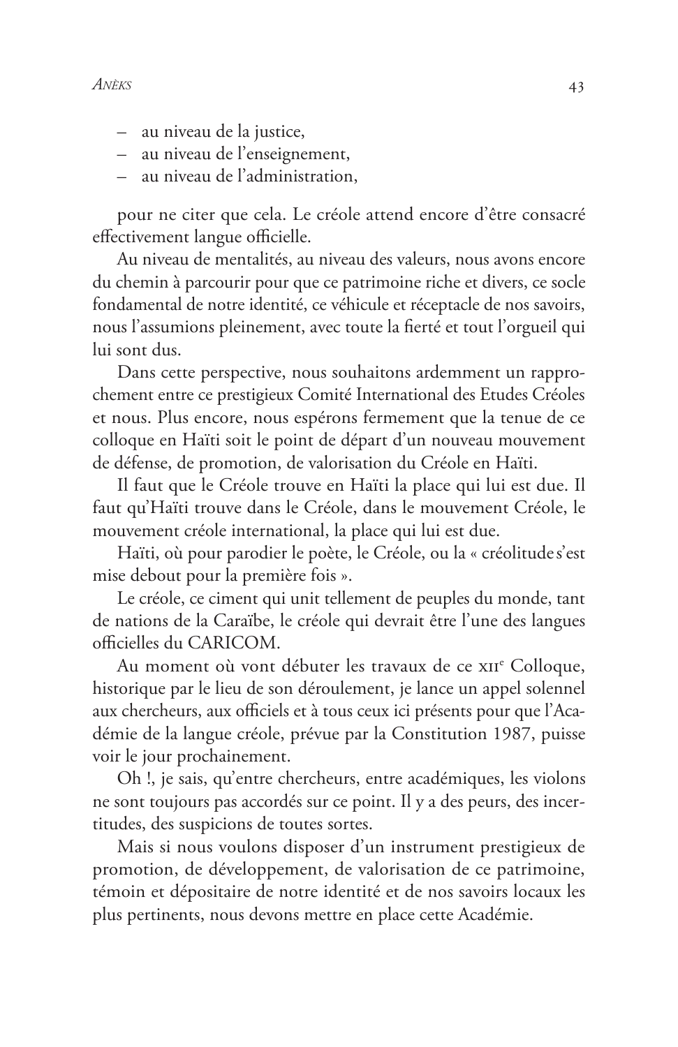– au niveau de la justice,
– au niveau de l'enseignement,
– au niveau de l'administration,

pour ne citer que cela. Le créole attend encore d'être consacré effectivement langue officielle.

Au niveau de mentalités, au niveau des valeurs, nous avons encore du chemin à parcourir pour que ce patrimoine riche et divers, ce socle fondamental de notre identité, ce véhicule et réceptacle de nos savoirs, nous l'assumions pleinement, avec toute la fierté et tout l'orgueil qui lui sont dus.

Dans cette perspective, nous souhaitons ardemment un rapprochement entre ce prestigieux Comité International des Etudes Créoles et nous. Plus encore, nous espérons fermement que la tenue de ce colloque en Haïti soit le point de départ d'un nouveau mouvement de défense, de promotion, de valorisation du Créole en Haïti.

Il faut que le Créole trouve en Haïti la place qui lui est due. Il faut qu'Haïti trouve dans le Créole, dans le mouvement Créole, le mouvement créole international, la place qui lui est due.

Haïti, où pour parodier le poète, le Créole, ou la « créolitude s'est mise debout pour la première fois ».

Le créole, ce ciment qui unit tellement de peuples du monde, tant de nations de la Caraïbe, le créole qui devrait être l'une des langues officielles du CARICOM.

Au moment où vont débuter les travaux de ce XII[e] Colloque, historique par le lieu de son déroulement, je lance un appel solennel aux chercheurs, aux officiels et à tous ceux ici présents pour que l'Académie de la langue créole, prévue par la Constitution 1987, puisse voir le jour prochainement.

Oh !, je sais, qu'entre chercheurs, entre académiques, les violons ne sont toujours pas accordés sur ce point. Il y a des peurs, des incertitudes, des suspicions de toutes sortes.

Mais si nous voulons disposer d'un instrument prestigieux de promotion, de développement, de valorisation de ce patrimoine, témoin et dépositaire de notre identité et de nos savoirs locaux les plus pertinents, nous devons mettre en place cette Académie.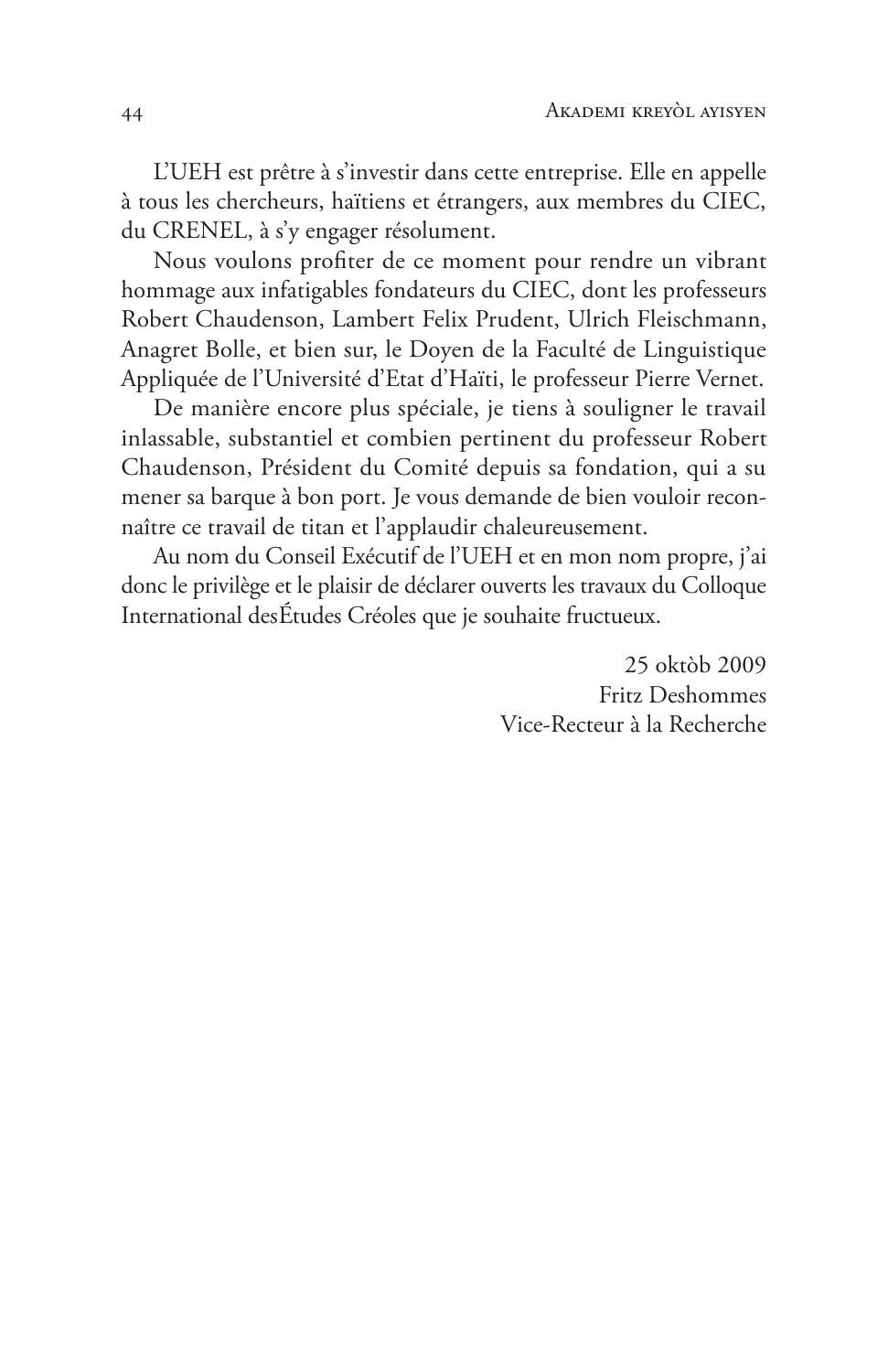L'UEH est prêtre à s'investir dans cette entreprise. Elle en appelle à tous les chercheurs, haïtiens et étrangers, aux membres du CIEC, du CRENEL, à s'y engager résolument.

Nous voulons profiter de ce moment pour rendre un vibrant hommage aux infatigables fondateurs du CIEC, dont les professeurs Robert Chaudenson, Lambert Felix Prudent, Ulrich Fleischmann, Anagret Bolle, et bien sur, le Doyen de la Faculté de Linguistique Appliquée de l'Université d'Etat d'Haïti, le professeur Pierre Vernet.

De manière encore plus spéciale, je tiens à souligner le travail inlassable, substantiel et combien pertinent du professeur Robert Chaudenson, Président du Comité depuis sa fondation, qui a su mener sa barque à bon port. Je vous demande de bien vouloir reconnaître ce travail de titan et l'applaudir chaleureusement.

Au nom du Conseil Exécutif de l'UEH et en mon nom propre, j'ai donc le privilège et le plaisir de déclarer ouverts les travaux du Colloque International desÉtudes Créoles que je souhaite fructueux.

25 oktòb 2009
Fritz Deshommes
Vice-Recteur à la Recherche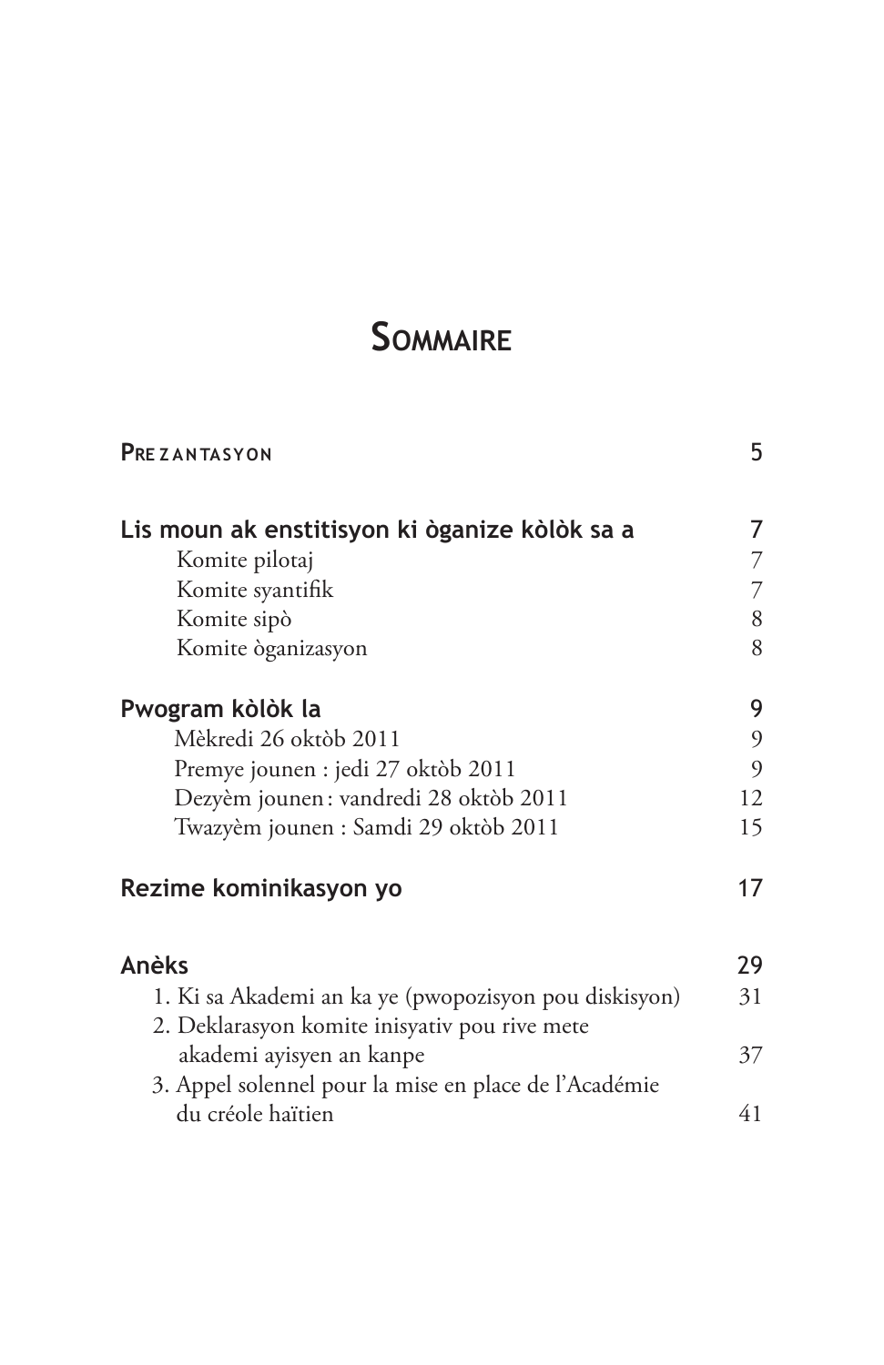# Sommaire

| | |
|---|---|
| **Prezantasyon** | 5 |
| **Lis moun ak enstitisyon ki òganize kòlòk sa a** | 7 |
| Komite pilotaj | 7 |
| Komite syantifik | 7 |
| Komite sipò | 8 |
| Komite òganizasyon | 8 |
| **Pwogram kòlòk la** | 9 |
| Mèkredi 26 oktòb 2011 | 9 |
| Premye jounen : jedi 27 oktòb 2011 | 9 |
| Dezyèm jounen : vandredi 28 oktòb 2011 | 12 |
| Twazyèm jounen : Samdi 29 oktòb 2011 | 15 |
| **Rezime kominikasyon yo** | 17 |
| **Anèks** | 29 |
| 1. Ki sa Akademi an ka ye (pwopozisyon pou diskisyon) | 31 |
| 2. Deklarasyon komite inisyativ pou rive mete akademi ayisyen an kanpe | 37 |
| 3. Appel solennel pour la mise en place de l'Académie du créole haïtien | 41 |